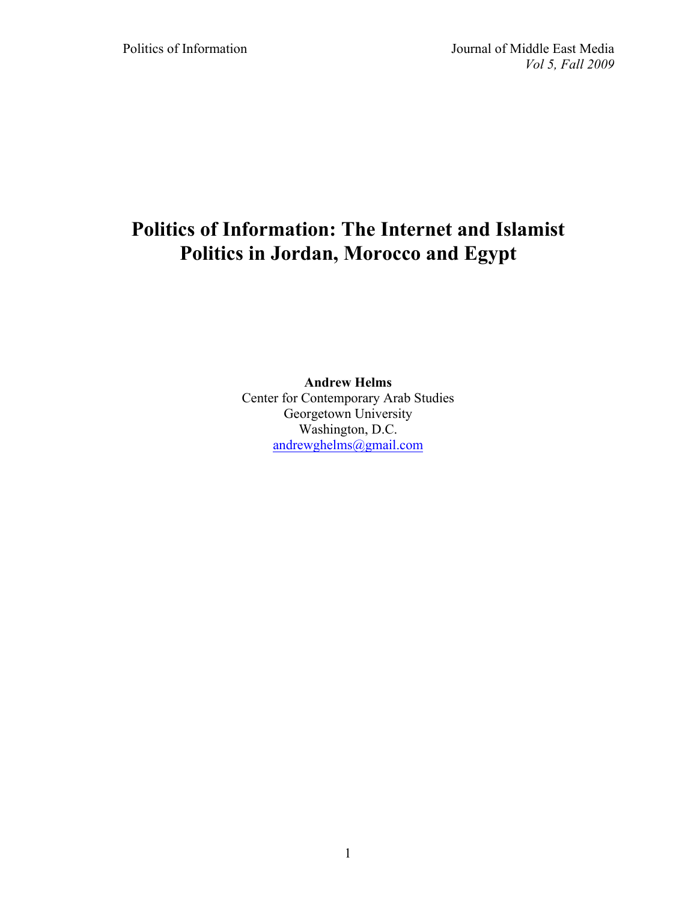# Politics of Information: The Internet and Islamist Politics in Jordan, Morocco and Egypt

**Andrew Helms**
Center for Contemporary Arab Studies
Georgetown University
Washington, D.C.
andrewghelms@gmail.com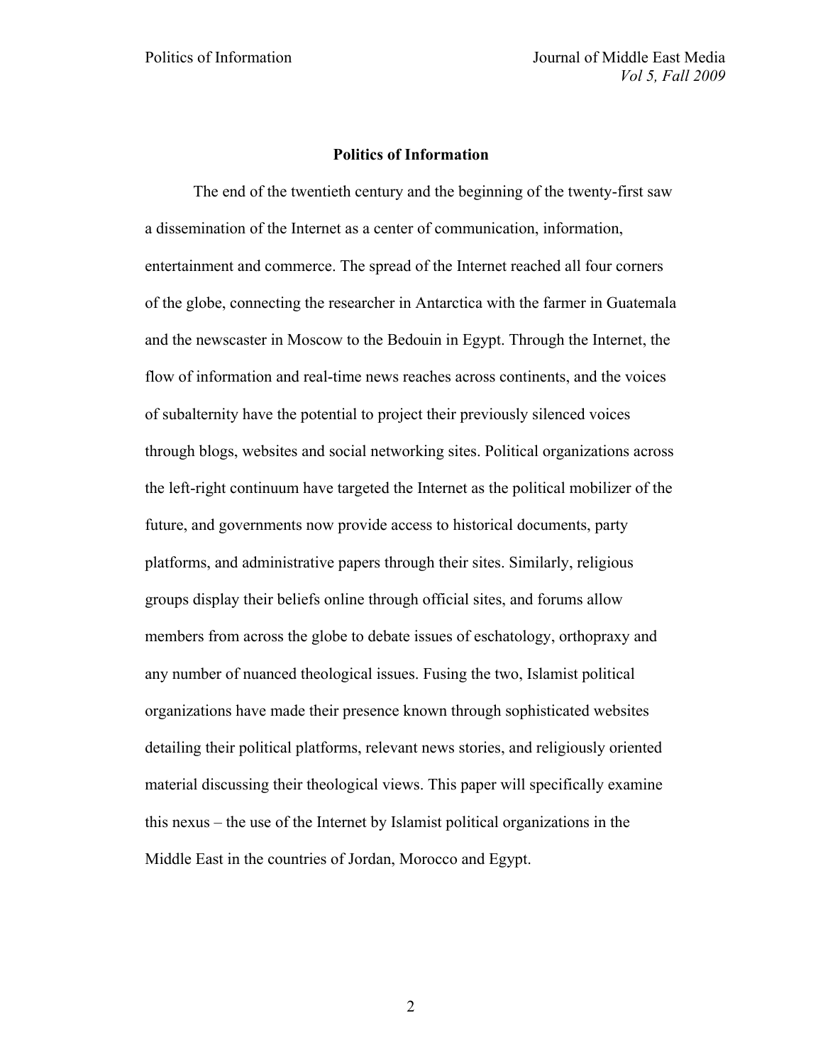## Politics of Information

The end of the twentieth century and the beginning of the twenty-first saw a dissemination of the Internet as a center of communication, information, entertainment and commerce. The spread of the Internet reached all four corners of the globe, connecting the researcher in Antarctica with the farmer in Guatemala and the newscaster in Moscow to the Bedouin in Egypt. Through the Internet, the flow of information and real-time news reaches across continents, and the voices of subalternity have the potential to project their previously silenced voices through blogs, websites and social networking sites. Political organizations across the left-right continuum have targeted the Internet as the political mobilizer of the future, and governments now provide access to historical documents, party platforms, and administrative papers through their sites. Similarly, religious groups display their beliefs online through official sites, and forums allow members from across the globe to debate issues of eschatology, orthopraxy and any number of nuanced theological issues. Fusing the two, Islamist political organizations have made their presence known through sophisticated websites detailing their political platforms, relevant news stories, and religiously oriented material discussing their theological views. This paper will specifically examine this nexus – the use of the Internet by Islamist political organizations in the Middle East in the countries of Jordan, Morocco and Egypt.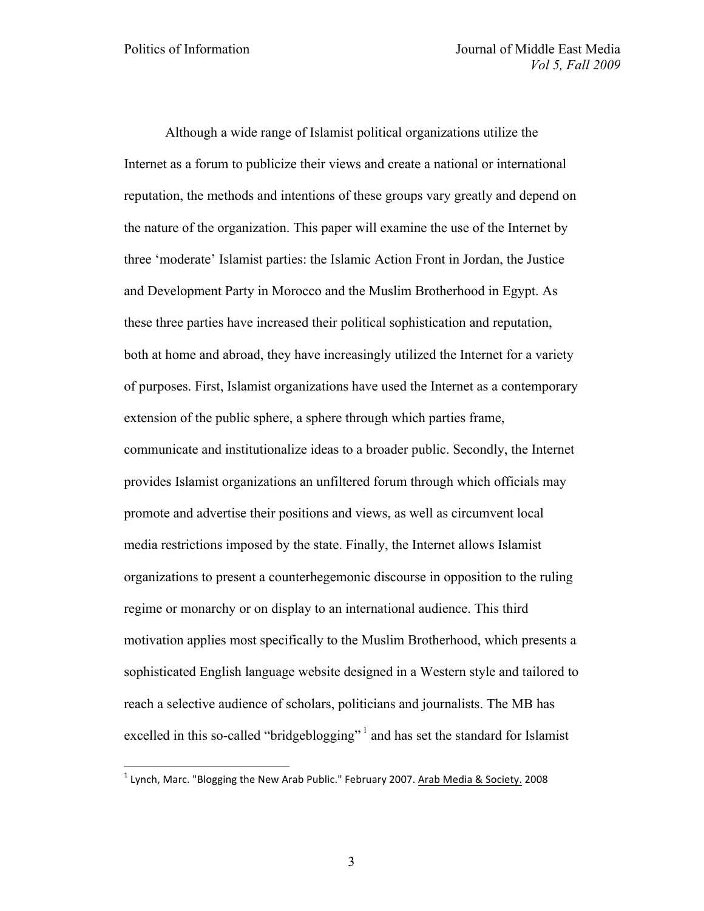Although a wide range of Islamist political organizations utilize the Internet as a forum to publicize their views and create a national or international reputation, the methods and intentions of these groups vary greatly and depend on the nature of the organization. This paper will examine the use of the Internet by three 'moderate' Islamist parties: the Islamic Action Front in Jordan, the Justice and Development Party in Morocco and the Muslim Brotherhood in Egypt. As these three parties have increased their political sophistication and reputation, both at home and abroad, they have increasingly utilized the Internet for a variety of purposes. First, Islamist organizations have used the Internet as a contemporary extension of the public sphere, a sphere through which parties frame, communicate and institutionalize ideas to a broader public. Secondly, the Internet provides Islamist organizations an unfiltered forum through which officials may promote and advertise their positions and views, as well as circumvent local media restrictions imposed by the state. Finally, the Internet allows Islamist organizations to present a counterhegemonic discourse in opposition to the ruling regime or monarchy or on display to an international audience. This third motivation applies most specifically to the Muslim Brotherhood, which presents a sophisticated English language website designed in a Western style and tailored to reach a selective audience of scholars, politicians and journalists. The MB has excelled in this so-called "bridgeblogging"[1] and has set the standard for Islamist

[1] Lynch, Marc. "Blogging the New Arab Public." February 2007. Arab Media & Society. 2008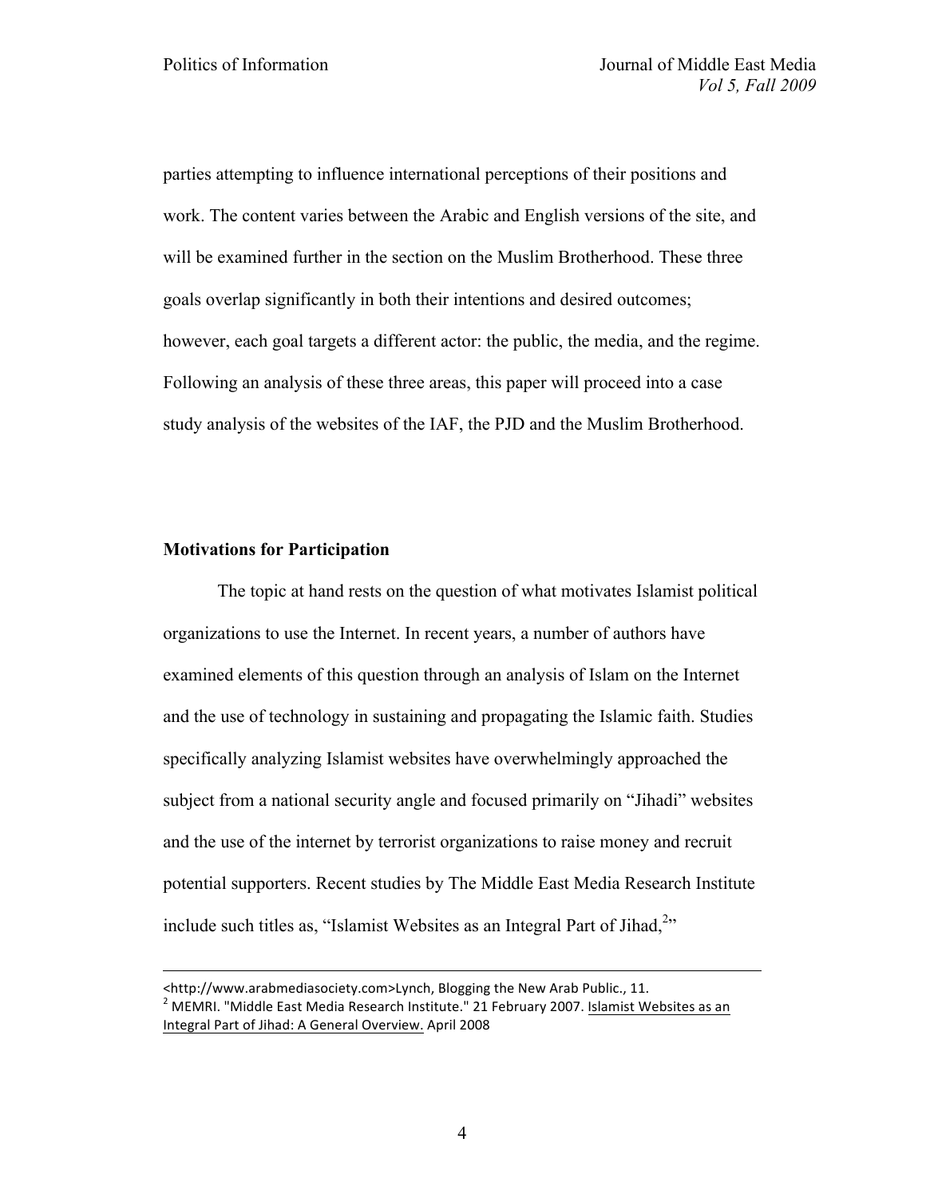parties attempting to influence international perceptions of their positions and work. The content varies between the Arabic and English versions of the site, and will be examined further in the section on the Muslim Brotherhood. These three goals overlap significantly in both their intentions and desired outcomes; however, each goal targets a different actor: the public, the media, and the regime. Following an analysis of these three areas, this paper will proceed into a case study analysis of the websites of the IAF, the PJD and the Muslim Brotherhood.

**Motivations for Participation**

The topic at hand rests on the question of what motivates Islamist political organizations to use the Internet. In recent years, a number of authors have examined elements of this question through an analysis of Islam on the Internet and the use of technology in sustaining and propagating the Islamic faith. Studies specifically analyzing Islamist websites have overwhelmingly approached the subject from a national security angle and focused primarily on "Jihadi" websites and the use of the internet by terrorist organizations to raise money and recruit potential supporters. Recent studies by The Middle East Media Research Institute include such titles as, "Islamist Websites as an Integral Part of Jihad,[2]"

---

<http://www.arabmediasociety.com>Lynch, Blogging the New Arab Public., 11.

[2] MEMRI. "Middle East Media Research Institute." 21 February 2007. Islamist Websites as an Integral Part of Jihad: A General Overview. April 2008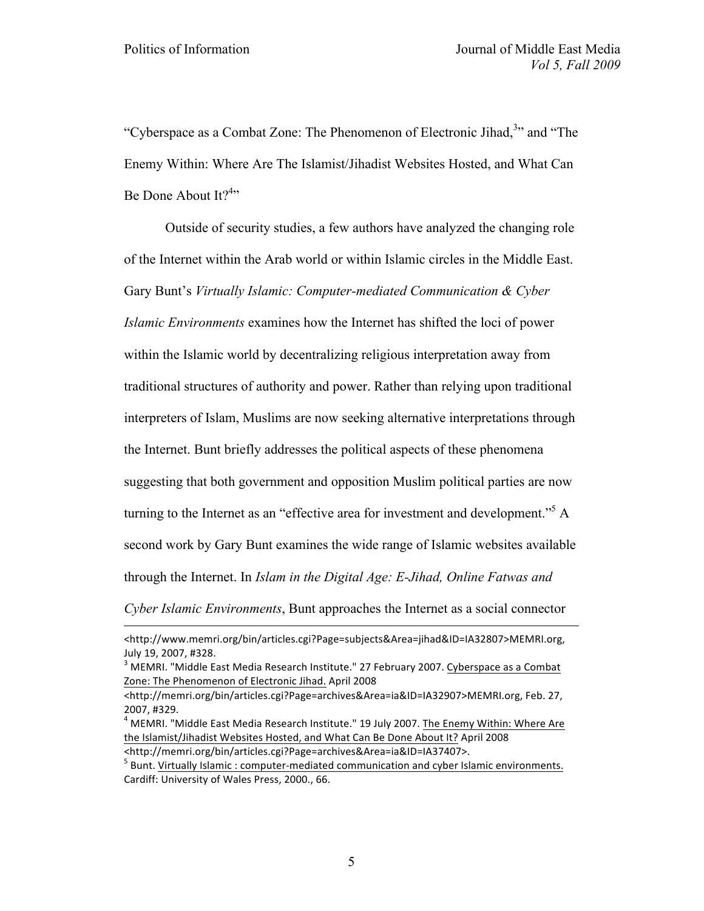"Cyberspace as a Combat Zone: The Phenomenon of Electronic Jihad,[3]" and "The Enemy Within: Where Are The Islamist/Jihadist Websites Hosted, and What Can Be Done About It?[4]"

Outside of security studies, a few authors have analyzed the changing role of the Internet within the Arab world or within Islamic circles in the Middle East. Gary Bunt's *Virtually Islamic: Computer-mediated Communication & Cyber Islamic Environments* examines how the Internet has shifted the loci of power within the Islamic world by decentralizing religious interpretation away from traditional structures of authority and power. Rather than relying upon traditional interpreters of Islam, Muslims are now seeking alternative interpretations through the Internet. Bunt briefly addresses the political aspects of these phenomena suggesting that both government and opposition Muslim political parties are now turning to the Internet as an "effective area for investment and development."[5] A second work by Gary Bunt examines the wide range of Islamic websites available through the Internet. In *Islam in the Digital Age: E-Jihad, Online Fatwas and Cyber Islamic Environments*, Bunt approaches the Internet as a social connector

---

<http://www.memri.org/bin/articles.cgi?Page=subjects&Area=jihad&ID=IA32807>MEMRI.org, July 19, 2007, #328.

[3] MEMRI. "Middle East Media Research Institute." 27 February 2007. Cyberspace as a Combat Zone: The Phenomenon of Electronic Jihad. April 2008 <http://memri.org/bin/articles.cgi?Page=archives&Area=ia&ID=IA32907>MEMRI.org, Feb. 27, 2007, #329.

[4] MEMRI. "Middle East Media Research Institute." 19 July 2007. The Enemy Within: Where Are the Islamist/Jihadist Websites Hosted, and What Can Be Done About It? April 2008 <http://memri.org/bin/articles.cgi?Page=archives&Area=ia&ID=IA37407>.

[5] Bunt. Virtually Islamic : computer-mediated communication and cyber Islamic environments. Cardiff: University of Wales Press, 2000., 66.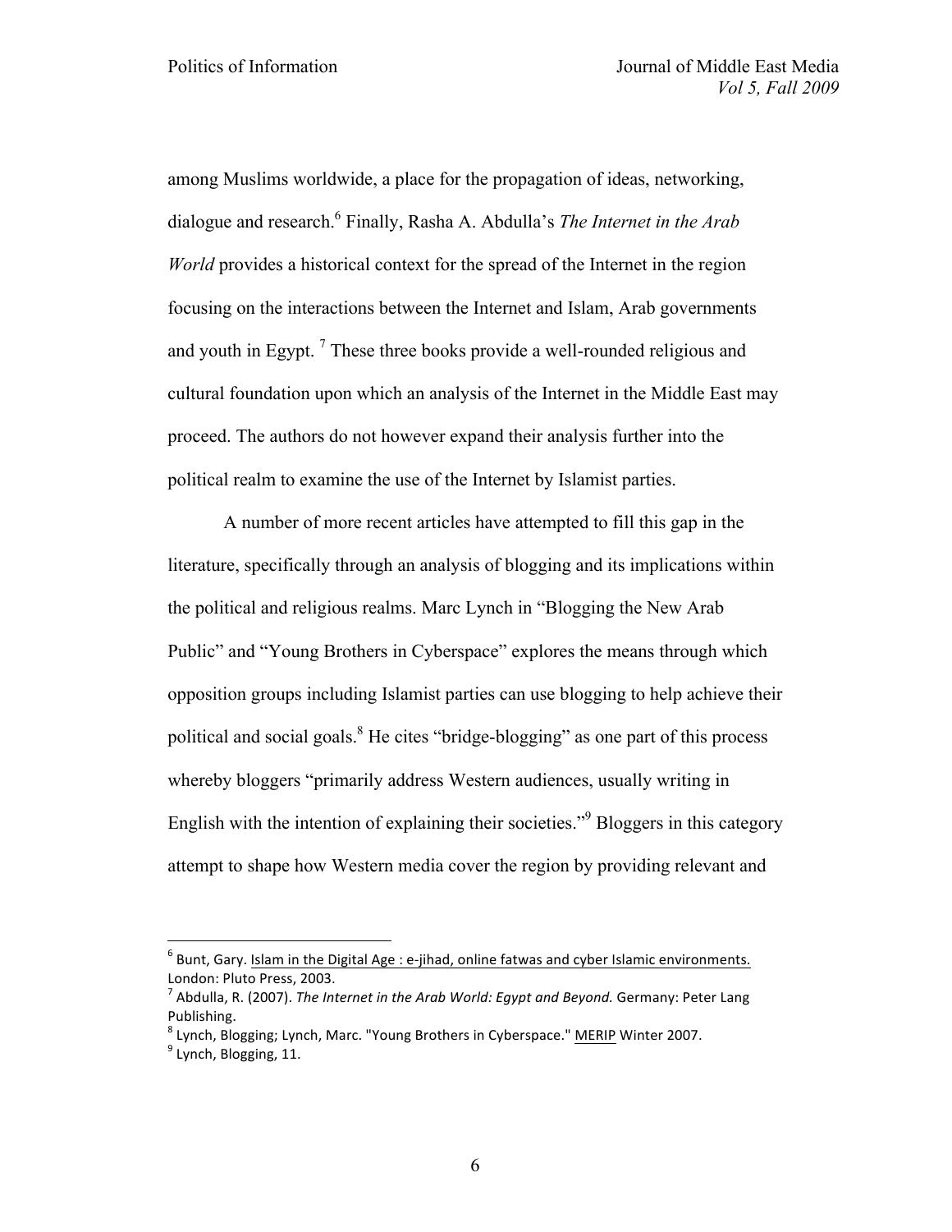among Muslims worldwide, a place for the propagation of ideas, networking, dialogue and research.[6] Finally, Rasha A. Abdulla's *The Internet in the Arab World* provides a historical context for the spread of the Internet in the region focusing on the interactions between the Internet and Islam, Arab governments and youth in Egypt. [7] These three books provide a well-rounded religious and cultural foundation upon which an analysis of the Internet in the Middle East may proceed. The authors do not however expand their analysis further into the political realm to examine the use of the Internet by Islamist parties.

A number of more recent articles have attempted to fill this gap in the literature, specifically through an analysis of blogging and its implications within the political and religious realms. Marc Lynch in "Blogging the New Arab Public" and "Young Brothers in Cyberspace" explores the means through which opposition groups including Islamist parties can use blogging to help achieve their political and social goals.[8] He cites "bridge-blogging" as one part of this process whereby bloggers "primarily address Western audiences, usually writing in English with the intention of explaining their societies."[9] Bloggers in this category attempt to shape how Western media cover the region by providing relevant and

---

[6] Bunt, Gary. Islam in the Digital Age : e-jihad, online fatwas and cyber Islamic environments. London: Pluto Press, 2003.

[7] Abdulla, R. (2007). *The Internet in the Arab World: Egypt and Beyond.* Germany: Peter Lang Publishing.

[8] Lynch, Blogging; Lynch, Marc. "Young Brothers in Cyberspace." MERIP Winter 2007.

[9] Lynch, Blogging, 11.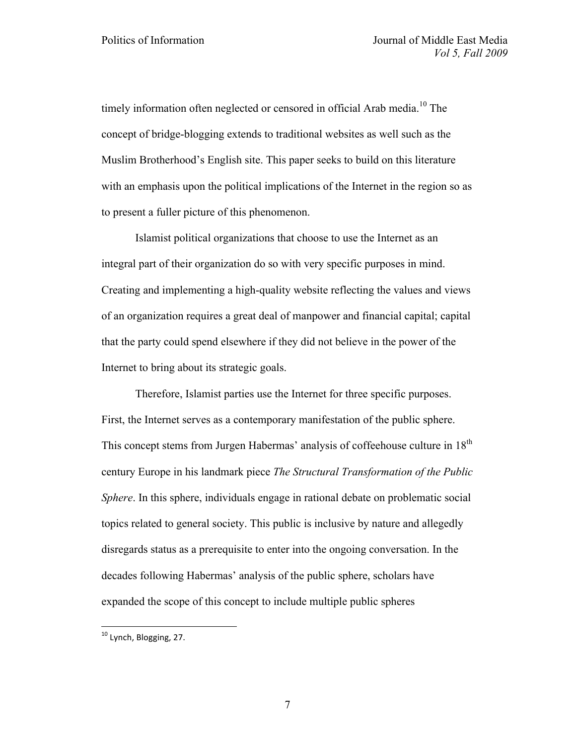timely information often neglected or censored in official Arab media.[10] The concept of bridge-blogging extends to traditional websites as well such as the Muslim Brotherhood's English site. This paper seeks to build on this literature with an emphasis upon the political implications of the Internet in the region so as to present a fuller picture of this phenomenon.

Islamist political organizations that choose to use the Internet as an integral part of their organization do so with very specific purposes in mind. Creating and implementing a high-quality website reflecting the values and views of an organization requires a great deal of manpower and financial capital; capital that the party could spend elsewhere if they did not believe in the power of the Internet to bring about its strategic goals.

Therefore, Islamist parties use the Internet for three specific purposes. First, the Internet serves as a contemporary manifestation of the public sphere. This concept stems from Jurgen Habermas' analysis of coffeehouse culture in 18th century Europe in his landmark piece *The Structural Transformation of the Public Sphere*. In this sphere, individuals engage in rational debate on problematic social topics related to general society. This public is inclusive by nature and allegedly disregards status as a prerequisite to enter into the ongoing conversation. In the decades following Habermas' analysis of the public sphere, scholars have expanded the scope of this concept to include multiple public spheres

[10] Lynch, Blogging, 27.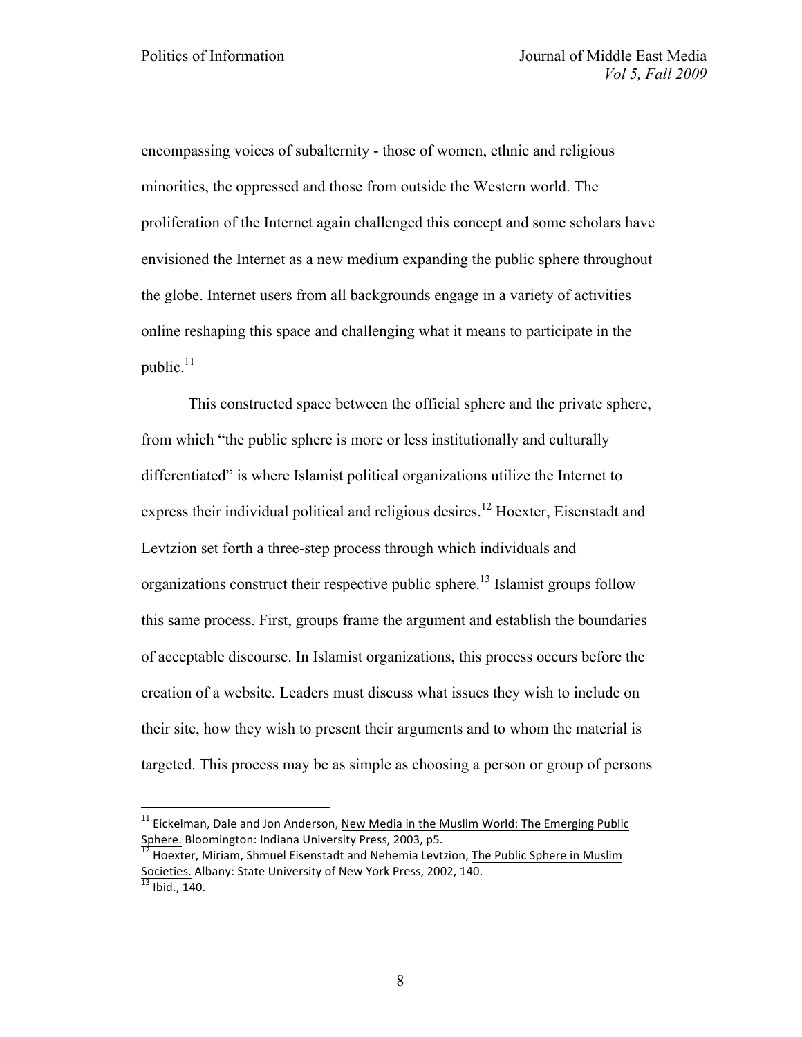encompassing voices of subalternity - those of women, ethnic and religious minorities, the oppressed and those from outside the Western world. The proliferation of the Internet again challenged this concept and some scholars have envisioned the Internet as a new medium expanding the public sphere throughout the globe. Internet users from all backgrounds engage in a variety of activities online reshaping this space and challenging what it means to participate in the public.[11]

This constructed space between the official sphere and the private sphere, from which "the public sphere is more or less institutionally and culturally differentiated" is where Islamist political organizations utilize the Internet to express their individual political and religious desires.[12] Hoexter, Eisenstadt and Levtzion set forth a three-step process through which individuals and organizations construct their respective public sphere.[13] Islamist groups follow this same process. First, groups frame the argument and establish the boundaries of acceptable discourse. In Islamist organizations, this process occurs before the creation of a website. Leaders must discuss what issues they wish to include on their site, how they wish to present their arguments and to whom the material is targeted. This process may be as simple as choosing a person or group of persons

---

[11] Eickelman, Dale and Jon Anderson, New Media in the Muslim World: The Emerging Public Sphere. Bloomington: Indiana University Press, 2003, p5.

[12] Hoexter, Miriam, Shmuel Eisenstadt and Nehemia Levtzion, The Public Sphere in Muslim Societies. Albany: State University of New York Press, 2002, 140.

[13] Ibid., 140.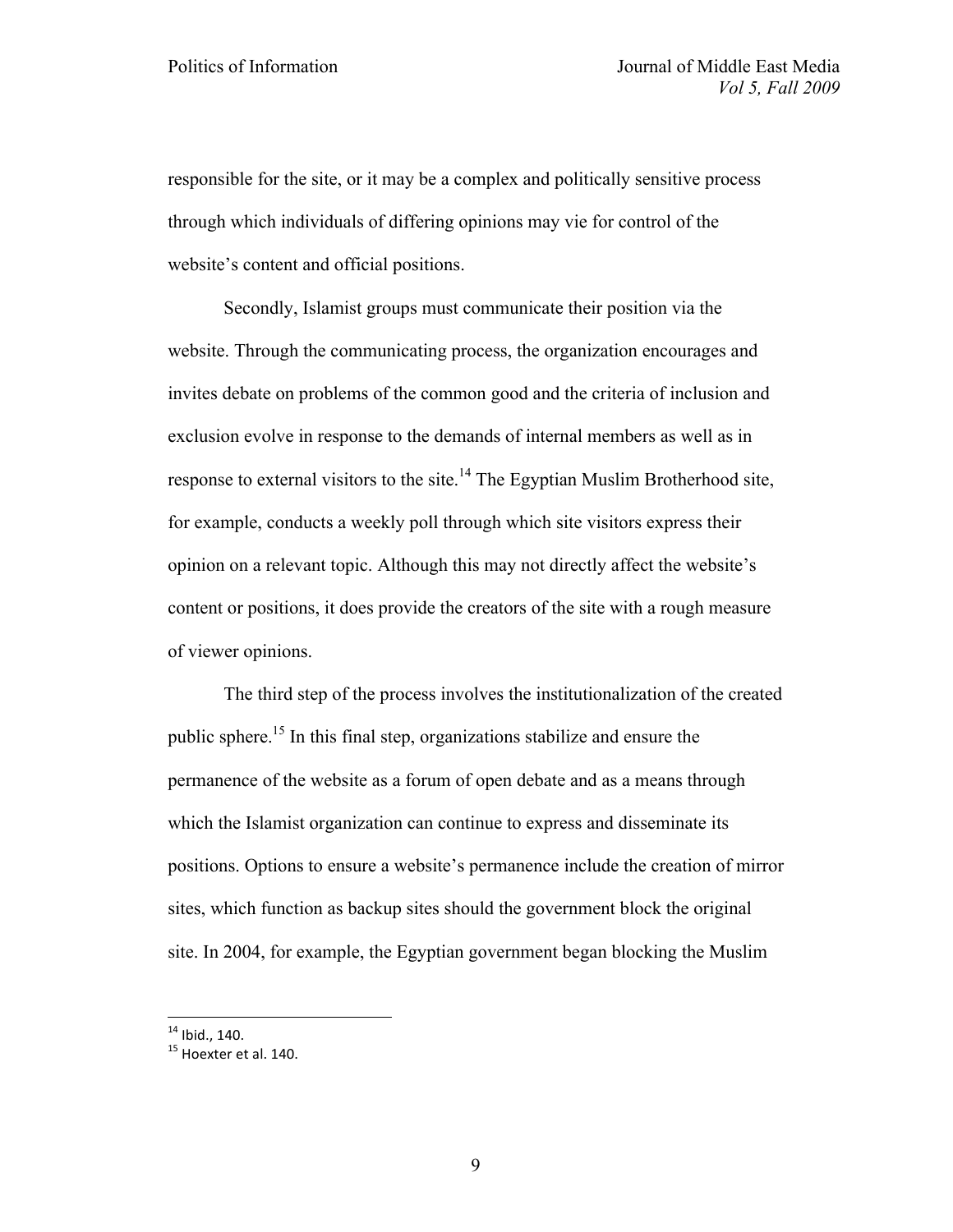responsible for the site, or it may be a complex and politically sensitive process through which individuals of differing opinions may vie for control of the website's content and official positions.

Secondly, Islamist groups must communicate their position via the website. Through the communicating process, the organization encourages and invites debate on problems of the common good and the criteria of inclusion and exclusion evolve in response to the demands of internal members as well as in response to external visitors to the site.[14] The Egyptian Muslim Brotherhood site, for example, conducts a weekly poll through which site visitors express their opinion on a relevant topic. Although this may not directly affect the website's content or positions, it does provide the creators of the site with a rough measure of viewer opinions.

The third step of the process involves the institutionalization of the created public sphere.[15] In this final step, organizations stabilize and ensure the permanence of the website as a forum of open debate and as a means through which the Islamist organization can continue to express and disseminate its positions. Options to ensure a website's permanence include the creation of mirror sites, which function as backup sites should the government block the original site. In 2004, for example, the Egyptian government began blocking the Muslim

---

[14] Ibid., 140.

[15] Hoexter et al. 140.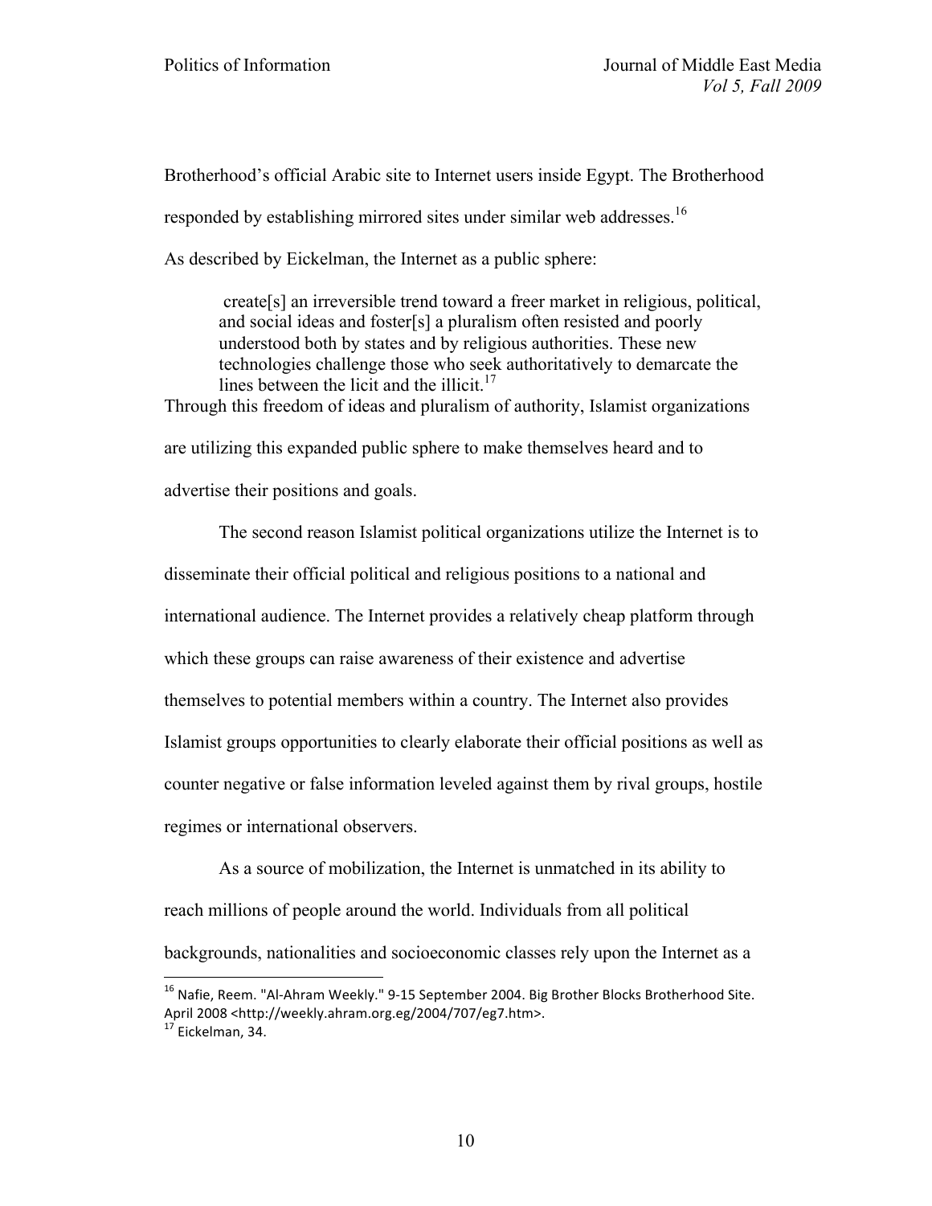Brotherhood's official Arabic site to Internet users inside Egypt. The Brotherhood responded by establishing mirrored sites under similar web addresses.[16]

As described by Eickelman, the Internet as a public sphere:

> create[s] an irreversible trend toward a freer market in religious, political, and social ideas and foster[s] a pluralism often resisted and poorly understood both by states and by religious authorities. These new technologies challenge those who seek authoritatively to demarcate the lines between the licit and the illicit.[17]

Through this freedom of ideas and pluralism of authority, Islamist organizations are utilizing this expanded public sphere to make themselves heard and to advertise their positions and goals.

The second reason Islamist political organizations utilize the Internet is to disseminate their official political and religious positions to a national and international audience. The Internet provides a relatively cheap platform through which these groups can raise awareness of their existence and advertise themselves to potential members within a country. The Internet also provides Islamist groups opportunities to clearly elaborate their official positions as well as counter negative or false information leveled against them by rival groups, hostile regimes or international observers.

As a source of mobilization, the Internet is unmatched in its ability to reach millions of people around the world. Individuals from all political backgrounds, nationalities and socioeconomic classes rely upon the Internet as a

---

[16] Nafie, Reem. "Al-Ahram Weekly." 9-15 September 2004. Big Brother Blocks Brotherhood Site. April 2008 <http://weekly.ahram.org.eg/2004/707/eg7.htm>.

[17] Eickelman, 34.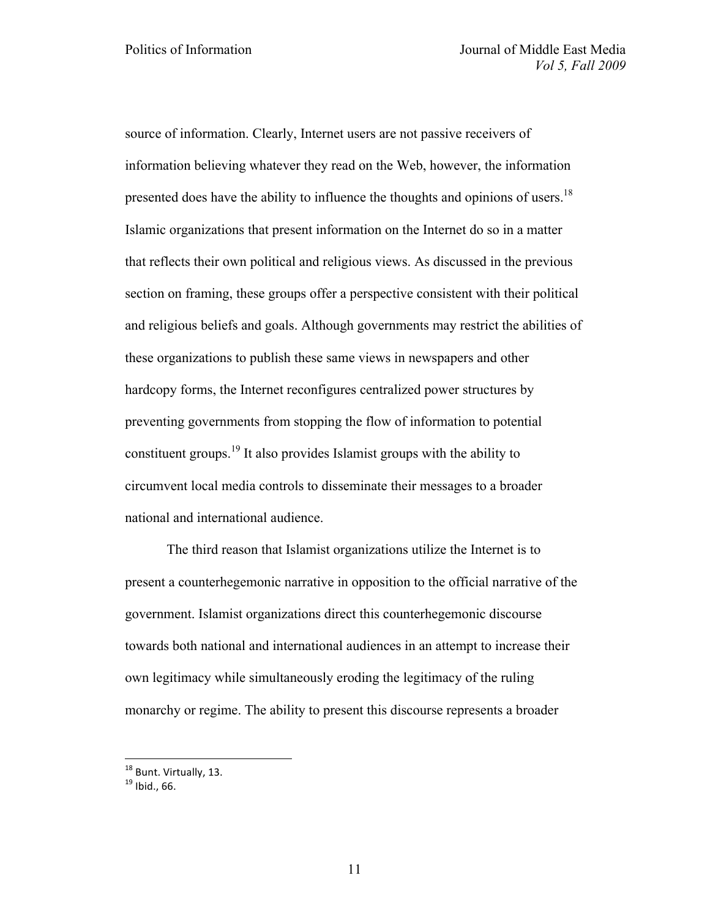source of information. Clearly, Internet users are not passive receivers of information believing whatever they read on the Web, however, the information presented does have the ability to influence the thoughts and opinions of users.[18] Islamic organizations that present information on the Internet do so in a matter that reflects their own political and religious views. As discussed in the previous section on framing, these groups offer a perspective consistent with their political and religious beliefs and goals. Although governments may restrict the abilities of these organizations to publish these same views in newspapers and other hardcopy forms, the Internet reconfigures centralized power structures by preventing governments from stopping the flow of information to potential constituent groups.[19] It also provides Islamist groups with the ability to circumvent local media controls to disseminate their messages to a broader national and international audience.

The third reason that Islamist organizations utilize the Internet is to present a counterhegemonic narrative in opposition to the official narrative of the government. Islamist organizations direct this counterhegemonic discourse towards both national and international audiences in an attempt to increase their own legitimacy while simultaneously eroding the legitimacy of the ruling monarchy or regime. The ability to present this discourse represents a broader

[18] Bunt. Virtually, 13.

[19] Ibid., 66.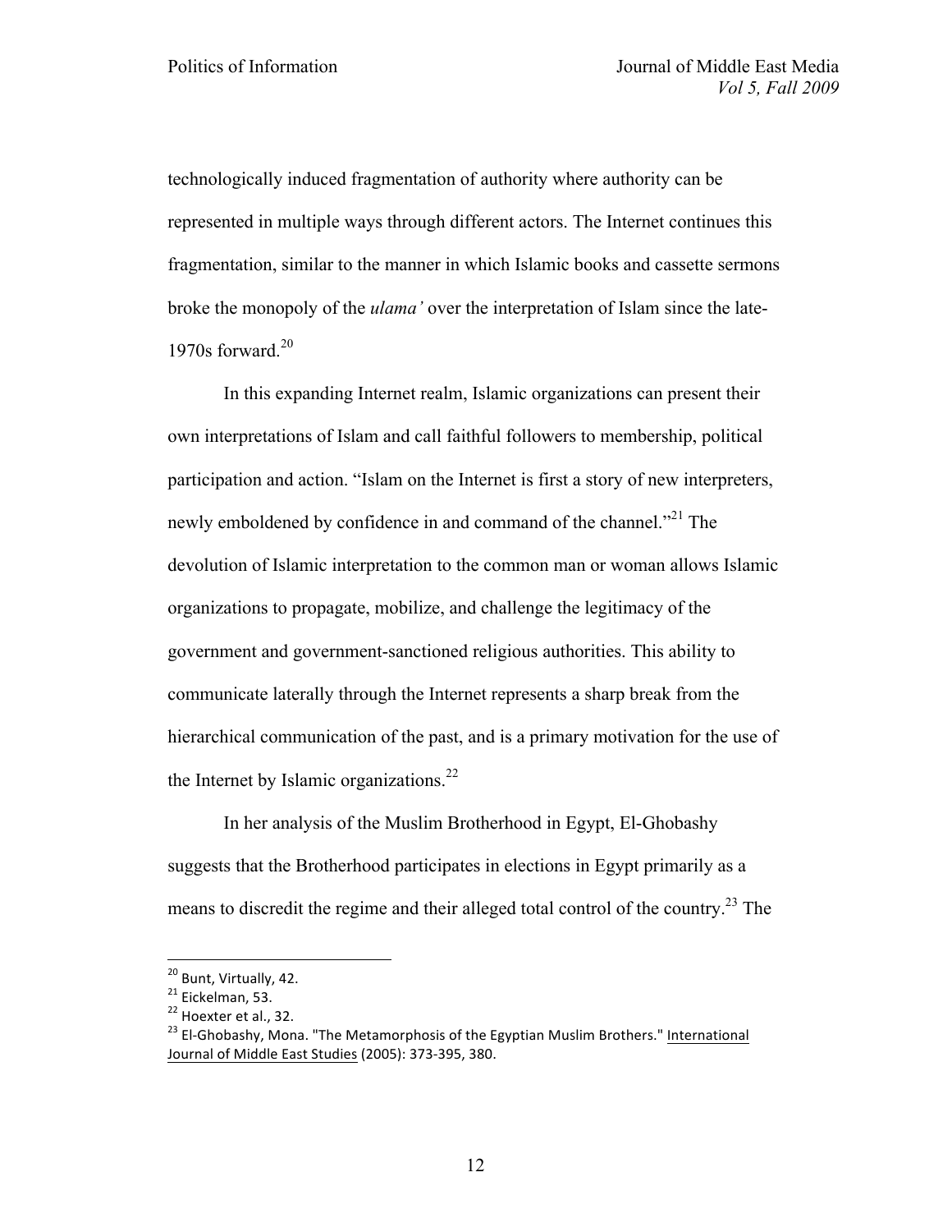technologically induced fragmentation of authority where authority can be represented in multiple ways through different actors. The Internet continues this fragmentation, similar to the manner in which Islamic books and cassette sermons broke the monopoly of the *ulama'* over the interpretation of Islam since the late-1970s forward.[20]

In this expanding Internet realm, Islamic organizations can present their own interpretations of Islam and call faithful followers to membership, political participation and action. "Islam on the Internet is first a story of new interpreters, newly emboldened by confidence in and command of the channel."[21] The devolution of Islamic interpretation to the common man or woman allows Islamic organizations to propagate, mobilize, and challenge the legitimacy of the government and government-sanctioned religious authorities. This ability to communicate laterally through the Internet represents a sharp break from the hierarchical communication of the past, and is a primary motivation for the use of the Internet by Islamic organizations.[22]

In her analysis of the Muslim Brotherhood in Egypt, El-Ghobashy suggests that the Brotherhood participates in elections in Egypt primarily as a means to discredit the regime and their alleged total control of the country.[23] The

---

[20] Bunt, Virtually, 42.

[21] Eickelman, 53.

[22] Hoexter et al., 32.

[23] El-Ghobashy, Mona. "The Metamorphosis of the Egyptian Muslim Brothers." International Journal of Middle East Studies (2005): 373-395, 380.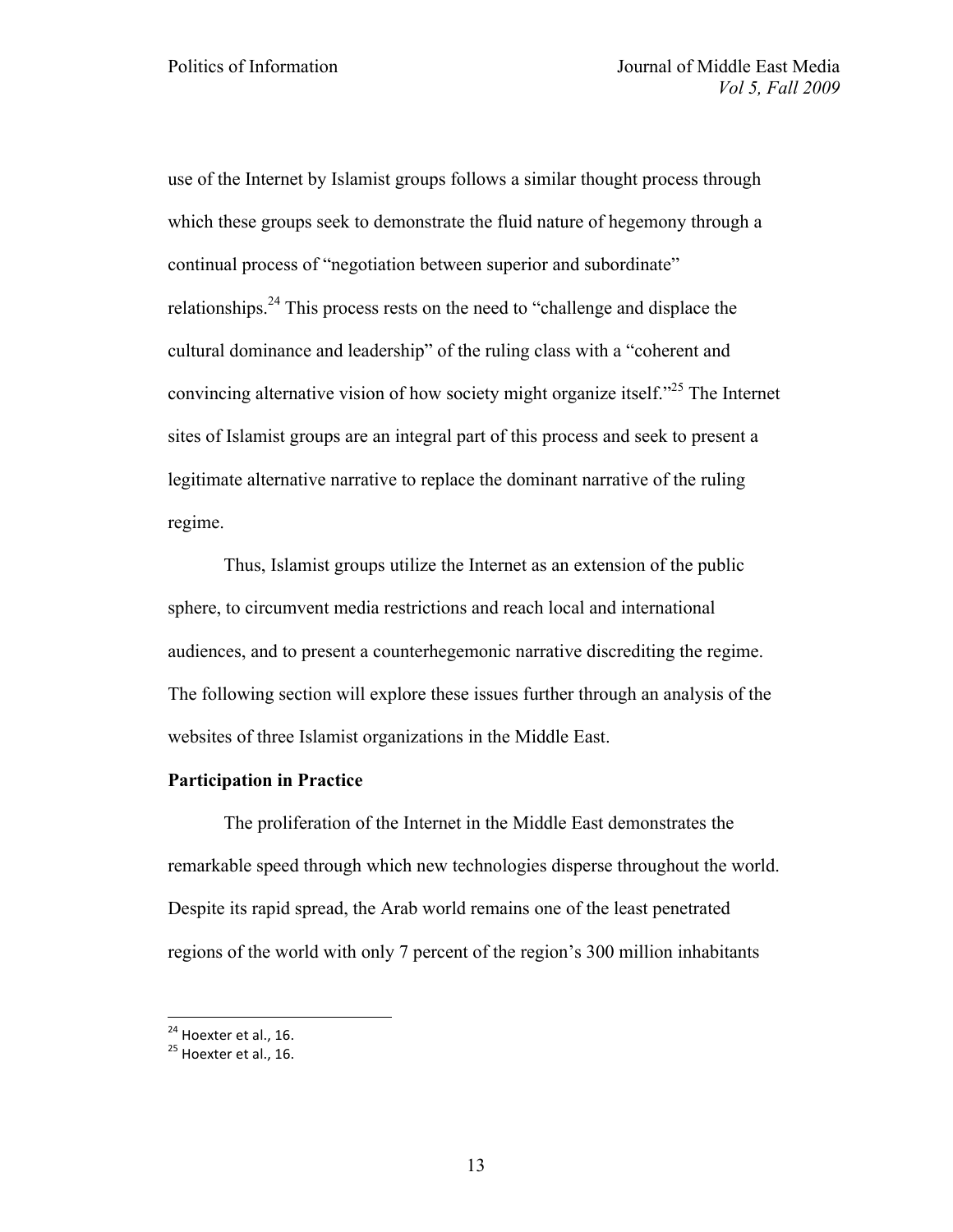use of the Internet by Islamist groups follows a similar thought process through which these groups seek to demonstrate the fluid nature of hegemony through a continual process of "negotiation between superior and subordinate" relationships.[24] This process rests on the need to "challenge and displace the cultural dominance and leadership" of the ruling class with a "coherent and convincing alternative vision of how society might organize itself."[25] The Internet sites of Islamist groups are an integral part of this process and seek to present a legitimate alternative narrative to replace the dominant narrative of the ruling regime.

Thus, Islamist groups utilize the Internet as an extension of the public sphere, to circumvent media restrictions and reach local and international audiences, and to present a counterhegemonic narrative discrediting the regime. The following section will explore these issues further through an analysis of the websites of three Islamist organizations in the Middle East.

**Participation in Practice**

The proliferation of the Internet in the Middle East demonstrates the remarkable speed through which new technologies disperse throughout the world. Despite its rapid spread, the Arab world remains one of the least penetrated regions of the world with only 7 percent of the region's 300 million inhabitants

---

[24] Hoexter et al., 16.

[25] Hoexter et al., 16.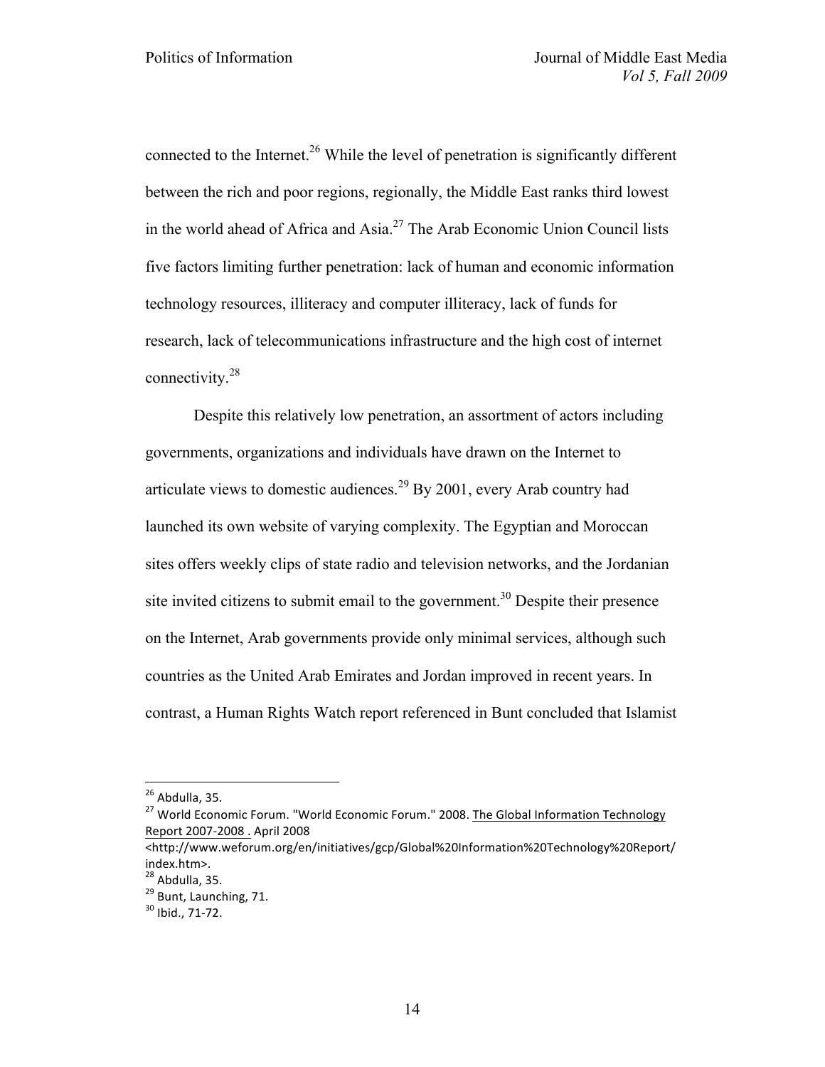connected to the Internet.[26] While the level of penetration is significantly different between the rich and poor regions, regionally, the Middle East ranks third lowest in the world ahead of Africa and Asia.[27] The Arab Economic Union Council lists five factors limiting further penetration: lack of human and economic information technology resources, illiteracy and computer illiteracy, lack of funds for research, lack of telecommunications infrastructure and the high cost of internet connectivity.[28]

Despite this relatively low penetration, an assortment of actors including governments, organizations and individuals have drawn on the Internet to articulate views to domestic audiences.[29] By 2001, every Arab country had launched its own website of varying complexity. The Egyptian and Moroccan sites offers weekly clips of state radio and television networks, and the Jordanian site invited citizens to submit email to the government.[30] Despite their presence on the Internet, Arab governments provide only minimal services, although such countries as the United Arab Emirates and Jordan improved in recent years. In contrast, a Human Rights Watch report referenced in Bunt concluded that Islamist

---

[26] Abdulla, 35.

[27] World Economic Forum. "World Economic Forum." 2008. The Global Information Technology Report 2007-2008 . April 2008 <http://www.weforum.org/en/initiatives/gcp/Global%20Information%20Technology%20Report/index.htm>.

[28] Abdulla, 35.

[29] Bunt, Launching, 71.

[30] Ibid., 71-72.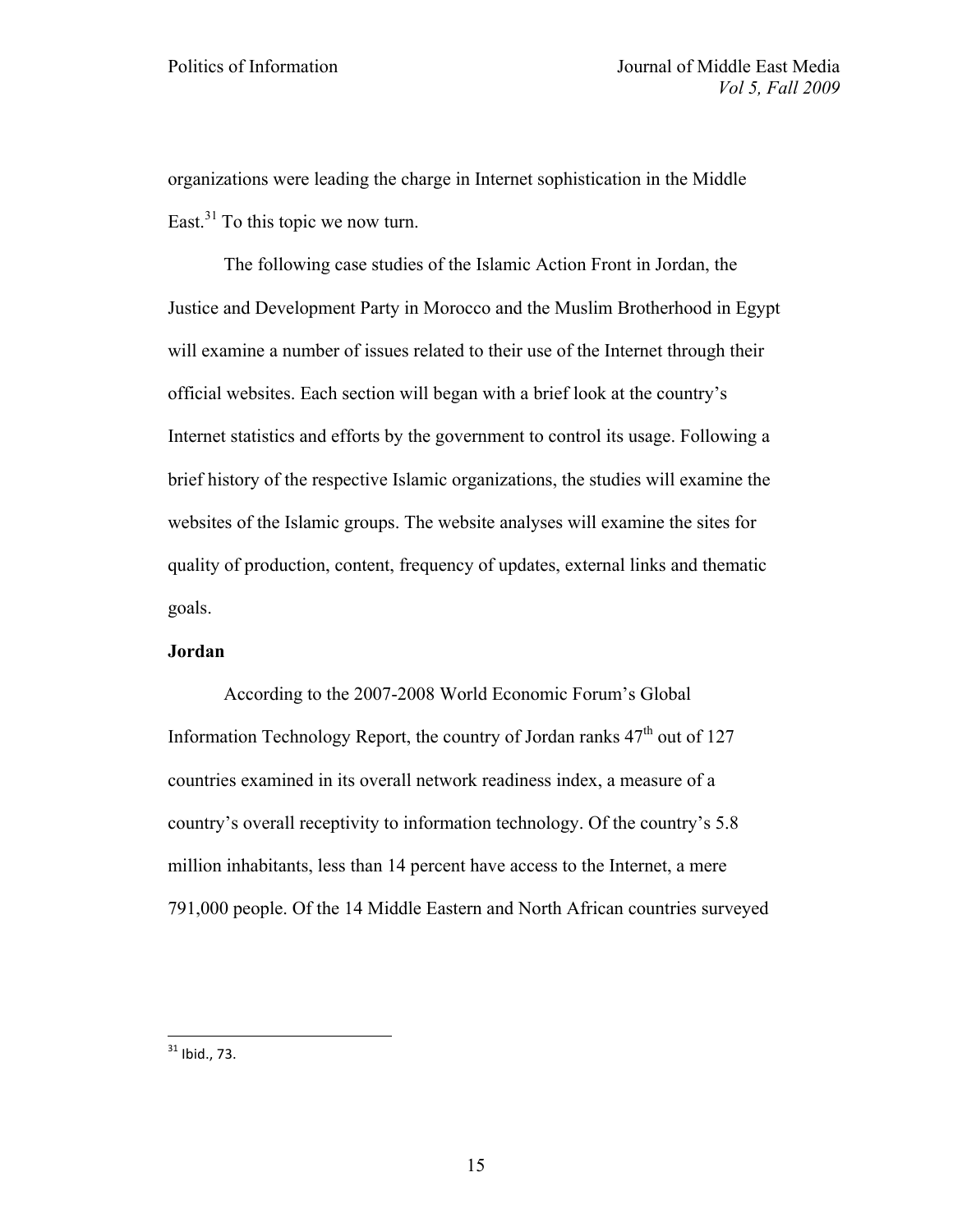organizations were leading the charge in Internet sophistication in the Middle East.[31] To this topic we now turn.

The following case studies of the Islamic Action Front in Jordan, the Justice and Development Party in Morocco and the Muslim Brotherhood in Egypt will examine a number of issues related to their use of the Internet through their official websites. Each section will began with a brief look at the country's Internet statistics and efforts by the government to control its usage. Following a brief history of the respective Islamic organizations, the studies will examine the websites of the Islamic groups. The website analyses will examine the sites for quality of production, content, frequency of updates, external links and thematic goals.

**Jordan**

According to the 2007-2008 World Economic Forum's Global Information Technology Report, the country of Jordan ranks 47th out of 127 countries examined in its overall network readiness index, a measure of a country's overall receptivity to information technology. Of the country's 5.8 million inhabitants, less than 14 percent have access to the Internet, a mere 791,000 people. Of the 14 Middle Eastern and North African countries surveyed

[31] Ibid., 73.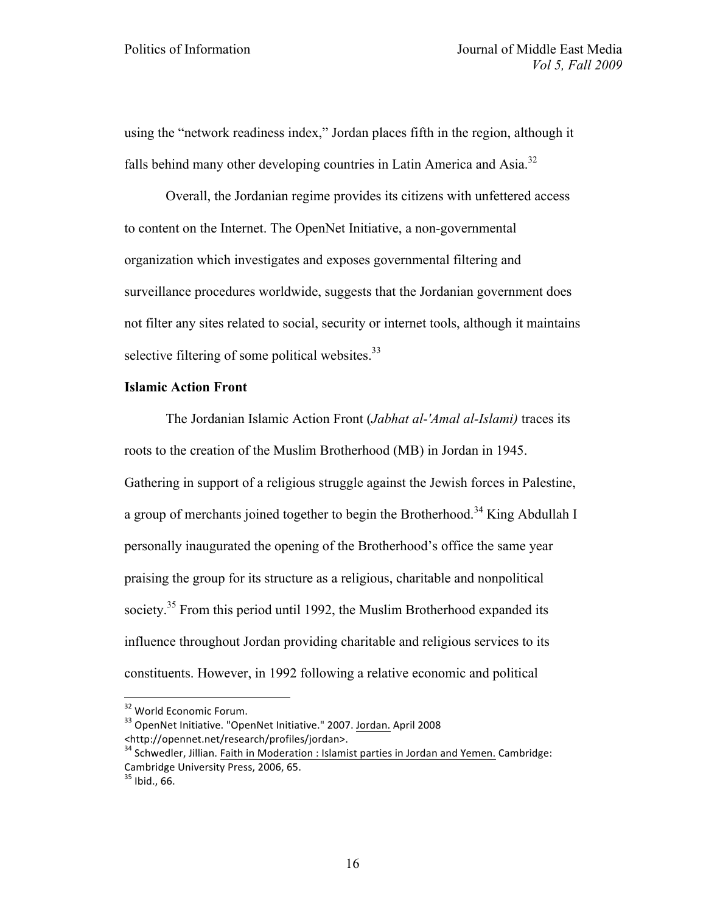using the “network readiness index,” Jordan places fifth in the region, although it falls behind many other developing countries in Latin America and Asia.[32]

Overall, the Jordanian regime provides its citizens with unfettered access to content on the Internet. The OpenNet Initiative, a non-governmental organization which investigates and exposes governmental filtering and surveillance procedures worldwide, suggests that the Jordanian government does not filter any sites related to social, security or internet tools, although it maintains selective filtering of some political websites.[33]

**Islamic Action Front**

The Jordanian Islamic Action Front (*Jabhat al-'Amal al-Islami)* traces its roots to the creation of the Muslim Brotherhood (MB) in Jordan in 1945. Gathering in support of a religious struggle against the Jewish forces in Palestine, a group of merchants joined together to begin the Brotherhood.[34] King Abdullah I personally inaugurated the opening of the Brotherhood’s office the same year praising the group for its structure as a religious, charitable and nonpolitical society.[35] From this period until 1992, the Muslim Brotherhood expanded its influence throughout Jordan providing charitable and religious services to its constituents. However, in 1992 following a relative economic and political

---

[32] World Economic Forum.

[33] OpenNet Initiative. "OpenNet Initiative." 2007. Jordan. April 2008 <http://opennet.net/research/profiles/jordan>.

[34] Schwedler, Jillian. Faith in Moderation : Islamist parties in Jordan and Yemen. Cambridge: Cambridge University Press, 2006, 65.

[35] Ibid., 66.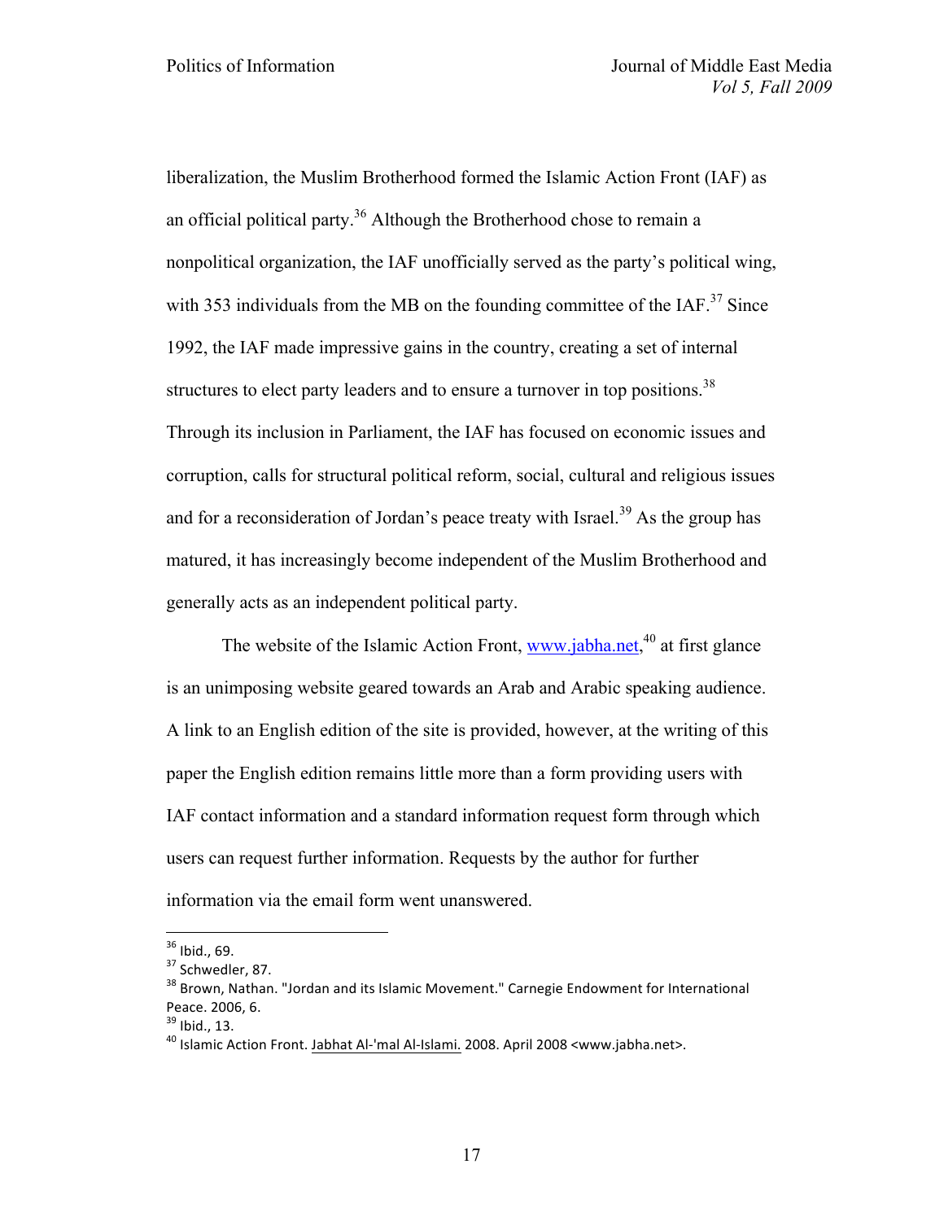liberalization, the Muslim Brotherhood formed the Islamic Action Front (IAF) as an official political party.[36] Although the Brotherhood chose to remain a nonpolitical organization, the IAF unofficially served as the party's political wing, with 353 individuals from the MB on the founding committee of the IAF.[37] Since 1992, the IAF made impressive gains in the country, creating a set of internal structures to elect party leaders and to ensure a turnover in top positions.[38] Through its inclusion in Parliament, the IAF has focused on economic issues and corruption, calls for structural political reform, social, cultural and religious issues and for a reconsideration of Jordan's peace treaty with Israel.[39] As the group has matured, it has increasingly become independent of the Muslim Brotherhood and generally acts as an independent political party.

The website of the Islamic Action Front, [www.jabha.net](www.jabha.net),[40] at first glance is an unimposing website geared towards an Arab and Arabic speaking audience. A link to an English edition of the site is provided, however, at the writing of this paper the English edition remains little more than a form providing users with IAF contact information and a standard information request form through which users can request further information. Requests by the author for further information via the email form went unanswered.

---

[36] Ibid., 69.

[37] Schwedler, 87.

[38] Brown, Nathan. "Jordan and its Islamic Movement." Carnegie Endowment for International Peace. 2006, 6.

[39] Ibid., 13.

[40] Islamic Action Front. Jabhat Al-'mal Al-Islami. 2008. April 2008 <www.jabha.net>.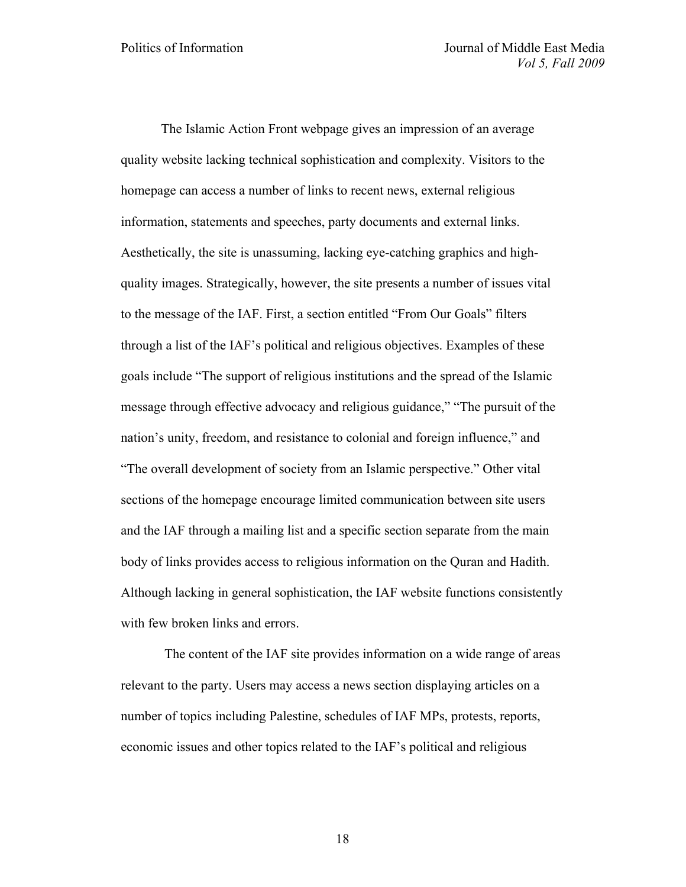The Islamic Action Front webpage gives an impression of an average quality website lacking technical sophistication and complexity. Visitors to the homepage can access a number of links to recent news, external religious information, statements and speeches, party documents and external links. Aesthetically, the site is unassuming, lacking eye-catching graphics and high-quality images. Strategically, however, the site presents a number of issues vital to the message of the IAF. First, a section entitled "From Our Goals" filters through a list of the IAF's political and religious objectives. Examples of these goals include "The support of religious institutions and the spread of the Islamic message through effective advocacy and religious guidance," "The pursuit of the nation's unity, freedom, and resistance to colonial and foreign influence," and "The overall development of society from an Islamic perspective." Other vital sections of the homepage encourage limited communication between site users and the IAF through a mailing list and a specific section separate from the main body of links provides access to religious information on the Quran and Hadith. Although lacking in general sophistication, the IAF website functions consistently with few broken links and errors.

The content of the IAF site provides information on a wide range of areas relevant to the party. Users may access a news section displaying articles on a number of topics including Palestine, schedules of IAF MPs, protests, reports, economic issues and other topics related to the IAF's political and religious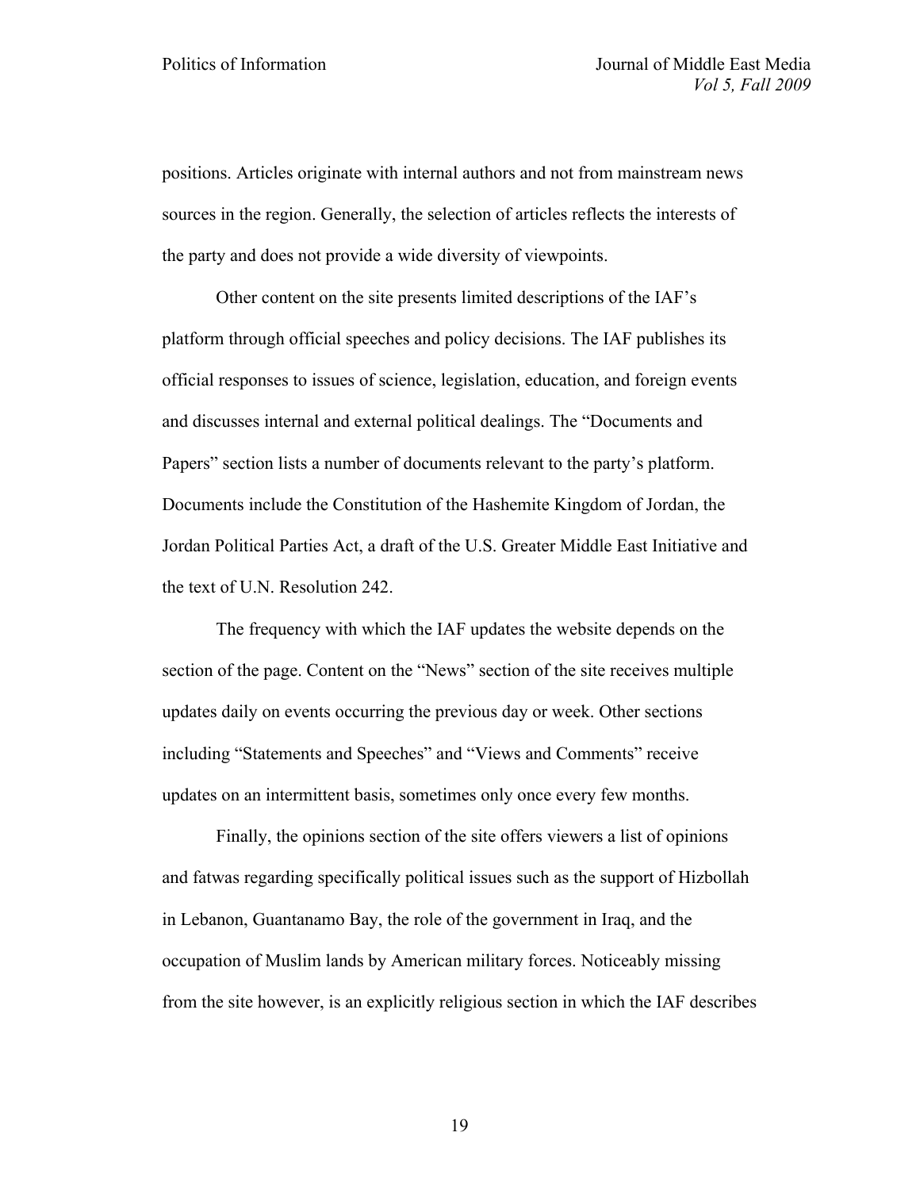positions. Articles originate with internal authors and not from mainstream news sources in the region. Generally, the selection of articles reflects the interests of the party and does not provide a wide diversity of viewpoints.

Other content on the site presents limited descriptions of the IAF's platform through official speeches and policy decisions. The IAF publishes its official responses to issues of science, legislation, education, and foreign events and discusses internal and external political dealings. The "Documents and Papers" section lists a number of documents relevant to the party's platform. Documents include the Constitution of the Hashemite Kingdom of Jordan, the Jordan Political Parties Act, a draft of the U.S. Greater Middle East Initiative and the text of U.N. Resolution 242.

The frequency with which the IAF updates the website depends on the section of the page. Content on the "News" section of the site receives multiple updates daily on events occurring the previous day or week. Other sections including "Statements and Speeches" and "Views and Comments" receive updates on an intermittent basis, sometimes only once every few months.

Finally, the opinions section of the site offers viewers a list of opinions and fatwas regarding specifically political issues such as the support of Hizbollah in Lebanon, Guantanamo Bay, the role of the government in Iraq, and the occupation of Muslim lands by American military forces. Noticeably missing from the site however, is an explicitly religious section in which the IAF describes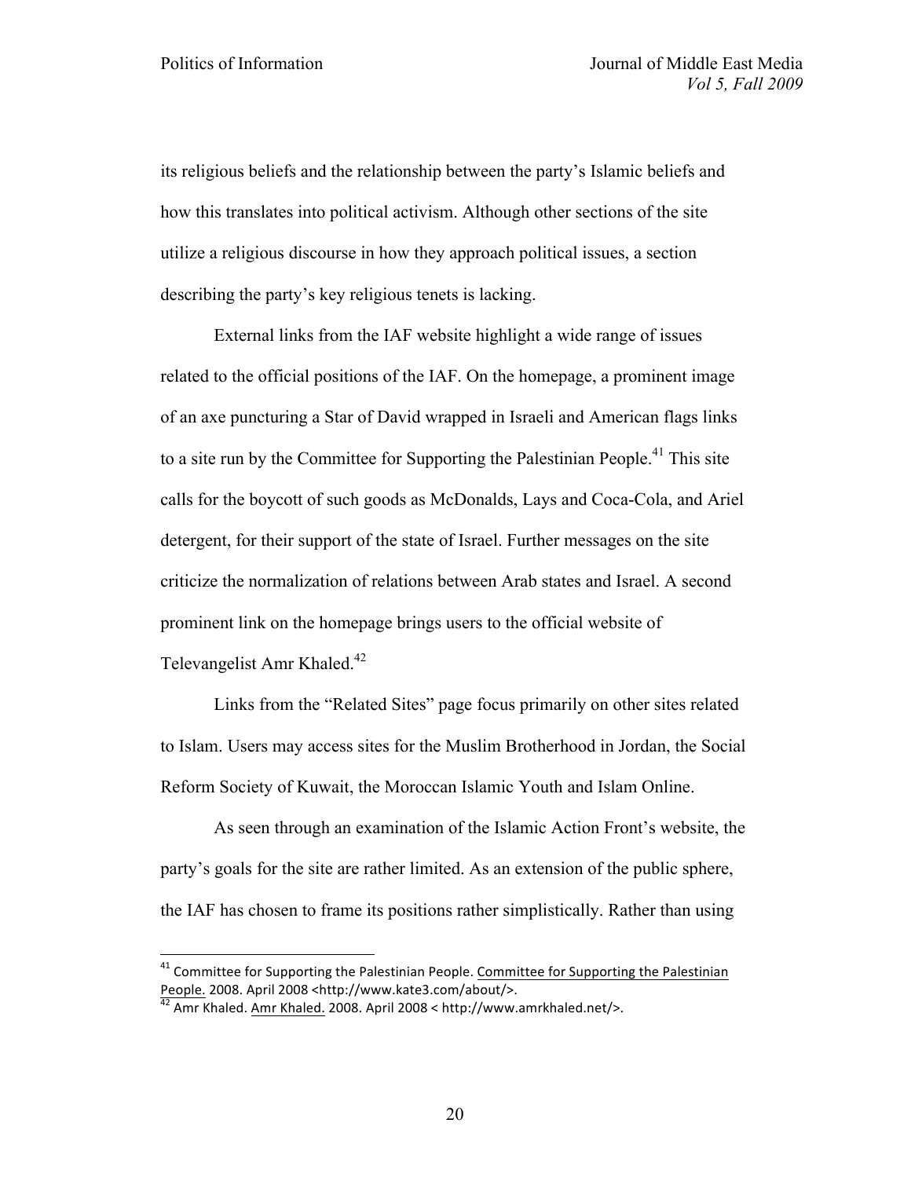its religious beliefs and the relationship between the party's Islamic beliefs and how this translates into political activism. Although other sections of the site utilize a religious discourse in how they approach political issues, a section describing the party's key religious tenets is lacking.

External links from the IAF website highlight a wide range of issues related to the official positions of the IAF. On the homepage, a prominent image of an axe puncturing a Star of David wrapped in Israeli and American flags links to a site run by the Committee for Supporting the Palestinian People.[41] This site calls for the boycott of such goods as McDonalds, Lays and Coca-Cola, and Ariel detergent, for their support of the state of Israel. Further messages on the site criticize the normalization of relations between Arab states and Israel. A second prominent link on the homepage brings users to the official website of Televangelist Amr Khaled.[42]

Links from the "Related Sites" page focus primarily on other sites related to Islam. Users may access sites for the Muslim Brotherhood in Jordan, the Social Reform Society of Kuwait, the Moroccan Islamic Youth and Islam Online.

As seen through an examination of the Islamic Action Front's website, the party's goals for the site are rather limited. As an extension of the public sphere, the IAF has chosen to frame its positions rather simplistically. Rather than using

---

[41] Committee for Supporting the Palestinian People. Committee for Supporting the Palestinian People. 2008. April 2008 <http://www.kate3.com/about/>.

[42] Amr Khaled. Amr Khaled. 2008. April 2008 < http://www.amrkhaled.net/>.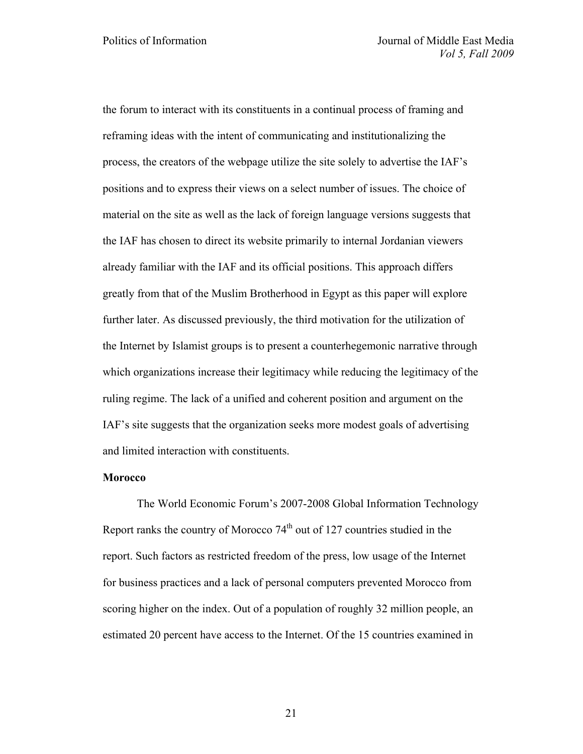the forum to interact with its constituents in a continual process of framing and reframing ideas with the intent of communicating and institutionalizing the process, the creators of the webpage utilize the site solely to advertise the IAF's positions and to express their views on a select number of issues. The choice of material on the site as well as the lack of foreign language versions suggests that the IAF has chosen to direct its website primarily to internal Jordanian viewers already familiar with the IAF and its official positions. This approach differs greatly from that of the Muslim Brotherhood in Egypt as this paper will explore further later. As discussed previously, the third motivation for the utilization of the Internet by Islamist groups is to present a counterhegemonic narrative through which organizations increase their legitimacy while reducing the legitimacy of the ruling regime. The lack of a unified and coherent position and argument on the IAF's site suggests that the organization seeks more modest goals of advertising and limited interaction with constituents.

**Morocco**

The World Economic Forum's 2007-2008 Global Information Technology Report ranks the country of Morocco 74th out of 127 countries studied in the report. Such factors as restricted freedom of the press, low usage of the Internet for business practices and a lack of personal computers prevented Morocco from scoring higher on the index. Out of a population of roughly 32 million people, an estimated 20 percent have access to the Internet. Of the 15 countries examined in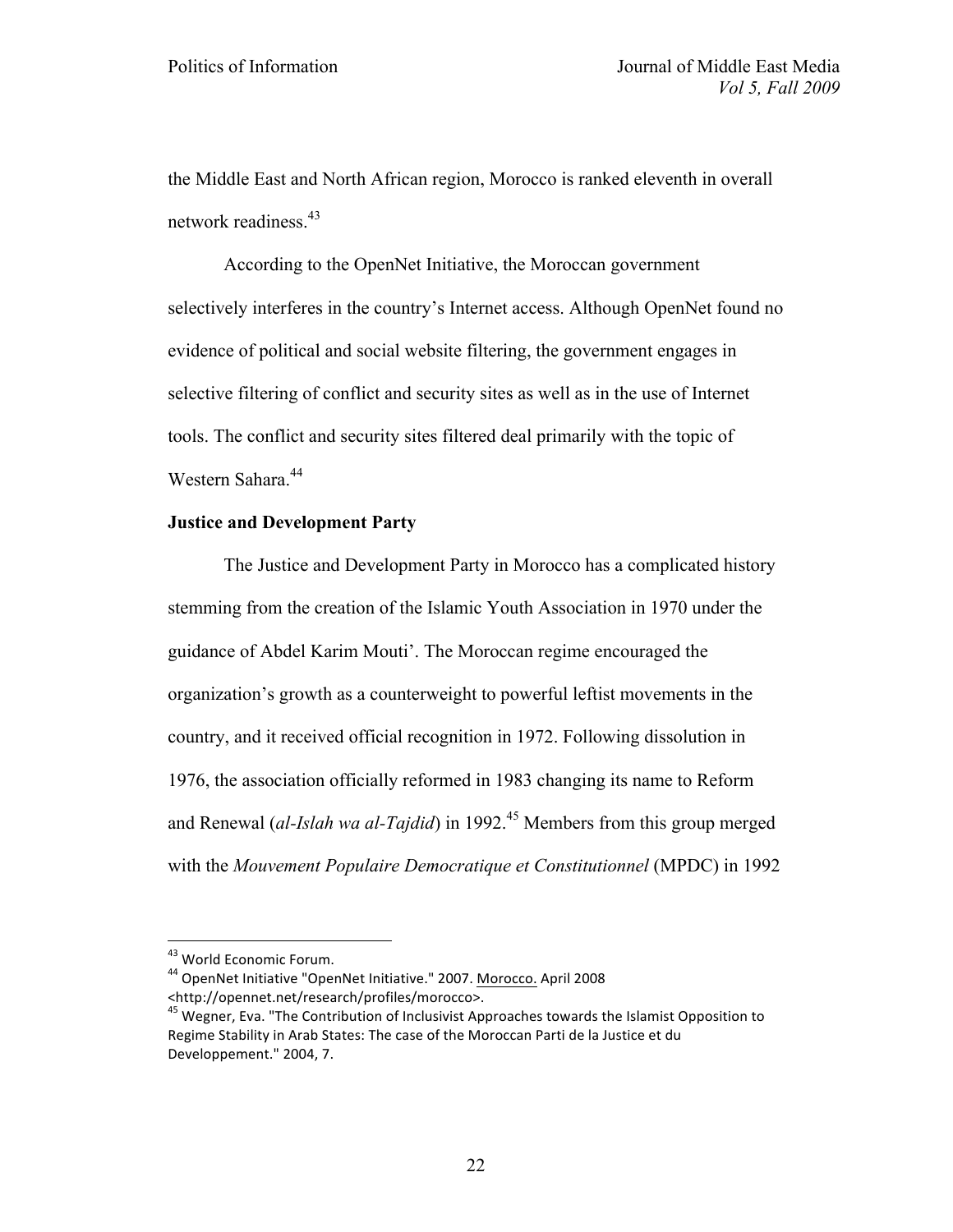the Middle East and North African region, Morocco is ranked eleventh in overall network readiness.[43]

According to the OpenNet Initiative, the Moroccan government selectively interferes in the country's Internet access. Although OpenNet found no evidence of political and social website filtering, the government engages in selective filtering of conflict and security sites as well as in the use of Internet tools. The conflict and security sites filtered deal primarily with the topic of Western Sahara.[44]

**Justice and Development Party**

The Justice and Development Party in Morocco has a complicated history stemming from the creation of the Islamic Youth Association in 1970 under the guidance of Abdel Karim Mouti'. The Moroccan regime encouraged the organization's growth as a counterweight to powerful leftist movements in the country, and it received official recognition in 1972. Following dissolution in 1976, the association officially reformed in 1983 changing its name to Reform and Renewal (*al-Islah wa al-Tajdid*) in 1992.[45] Members from this group merged with the *Mouvement Populaire Democratique et Constitutionnel* (MPDC) in 1992

---

[43] World Economic Forum.

[44] OpenNet Initiative "OpenNet Initiative." 2007. Morocco. April 2008 <http://opennet.net/research/profiles/morocco>.

[45] Wegner, Eva. "The Contribution of Inclusivist Approaches towards the Islamist Opposition to Regime Stability in Arab States: The case of the Moroccan Parti de la Justice et du Developpement." 2004, 7.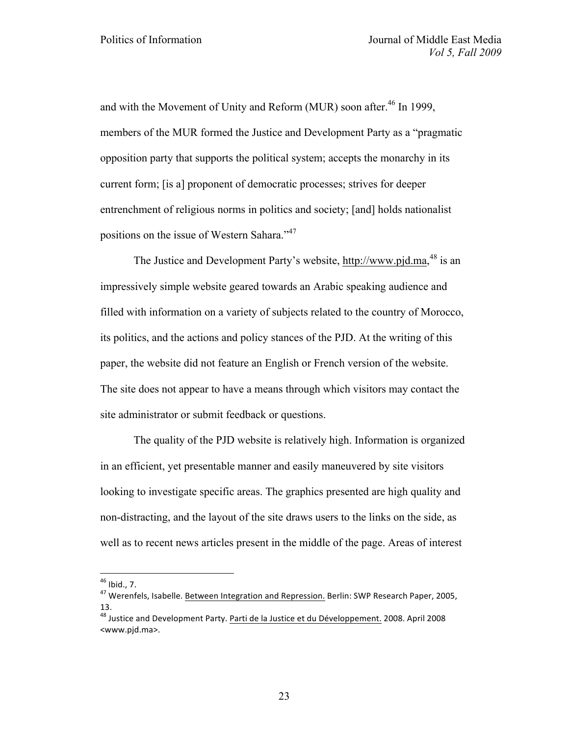and with the Movement of Unity and Reform (MUR) soon after.[46] In 1999, members of the MUR formed the Justice and Development Party as a "pragmatic opposition party that supports the political system; accepts the monarchy in its current form; [is a] proponent of democratic processes; strives for deeper entrenchment of religious norms in politics and society; [and] holds nationalist positions on the issue of Western Sahara."[47]

The Justice and Development Party's website, http://www.pjd.ma,[48] is an impressively simple website geared towards an Arabic speaking audience and filled with information on a variety of subjects related to the country of Morocco, its politics, and the actions and policy stances of the PJD. At the writing of this paper, the website did not feature an English or French version of the website. The site does not appear to have a means through which visitors may contact the site administrator or submit feedback or questions.

The quality of the PJD website is relatively high. Information is organized in an efficient, yet presentable manner and easily maneuvered by site visitors looking to investigate specific areas. The graphics presented are high quality and non-distracting, and the layout of the site draws users to the links on the side, as well as to recent news articles present in the middle of the page. Areas of interest

---

[46] Ibid., 7.

[47] Werenfels, Isabelle. Between Integration and Repression. Berlin: SWP Research Paper, 2005, 13.

[48] Justice and Development Party. Parti de la Justice et du Développement. 2008. April 2008 <www.pjd.ma>.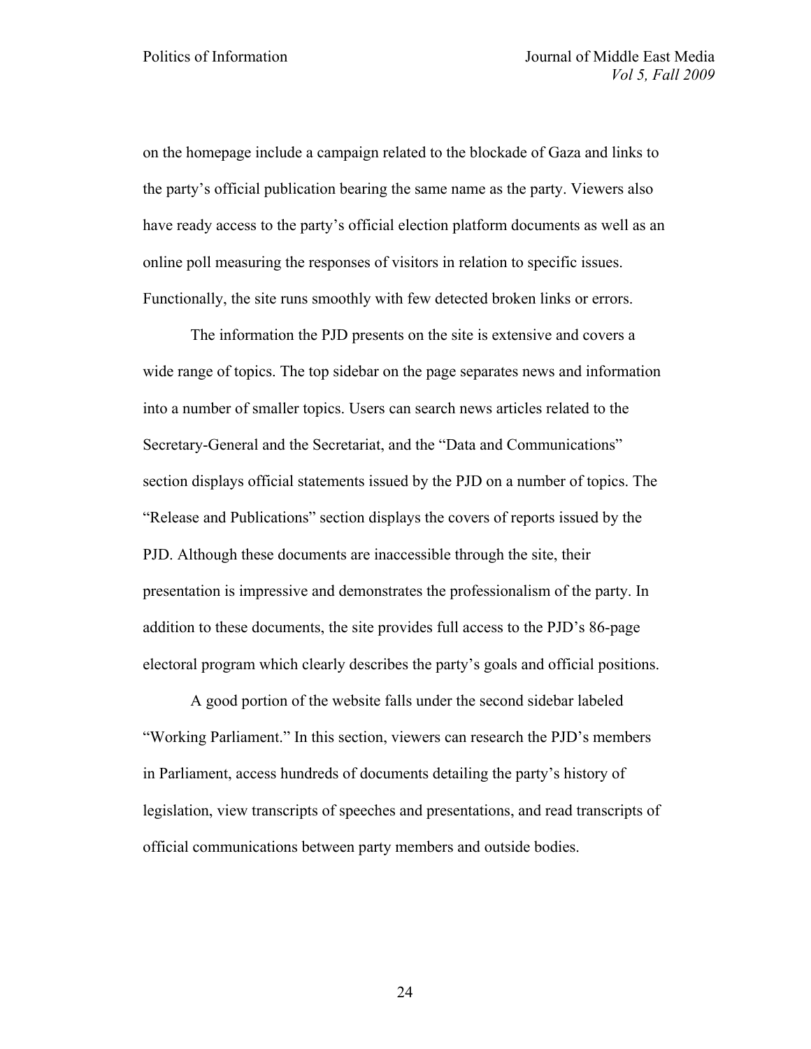on the homepage include a campaign related to the blockade of Gaza and links to the party's official publication bearing the same name as the party. Viewers also have ready access to the party's official election platform documents as well as an online poll measuring the responses of visitors in relation to specific issues. Functionally, the site runs smoothly with few detected broken links or errors.

The information the PJD presents on the site is extensive and covers a wide range of topics. The top sidebar on the page separates news and information into a number of smaller topics. Users can search news articles related to the Secretary-General and the Secretariat, and the "Data and Communications" section displays official statements issued by the PJD on a number of topics. The "Release and Publications" section displays the covers of reports issued by the PJD. Although these documents are inaccessible through the site, their presentation is impressive and demonstrates the professionalism of the party. In addition to these documents, the site provides full access to the PJD's 86-page electoral program which clearly describes the party's goals and official positions.

A good portion of the website falls under the second sidebar labeled "Working Parliament." In this section, viewers can research the PJD's members in Parliament, access hundreds of documents detailing the party's history of legislation, view transcripts of speeches and presentations, and read transcripts of official communications between party members and outside bodies.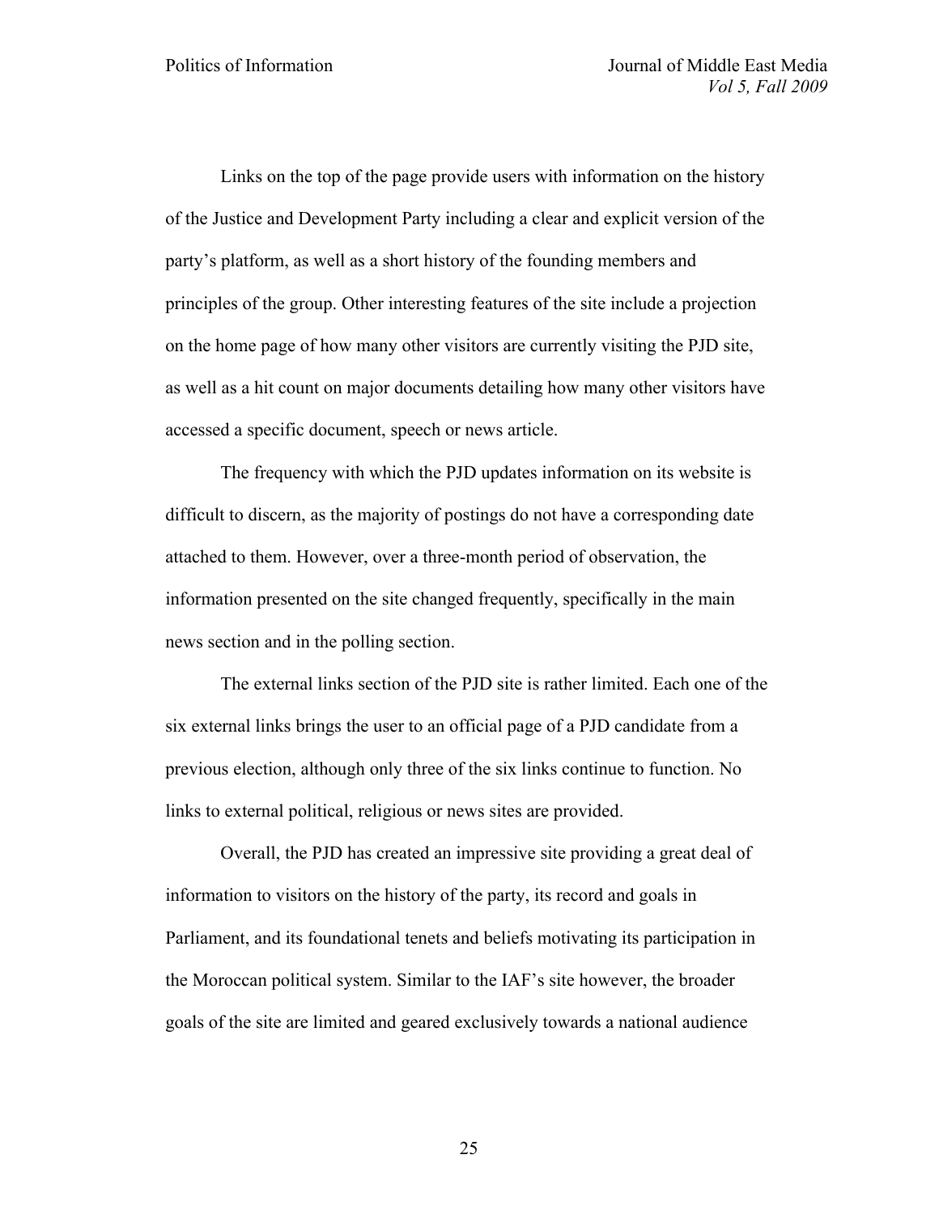Links on the top of the page provide users with information on the history of the Justice and Development Party including a clear and explicit version of the party's platform, as well as a short history of the founding members and principles of the group. Other interesting features of the site include a projection on the home page of how many other visitors are currently visiting the PJD site, as well as a hit count on major documents detailing how many other visitors have accessed a specific document, speech or news article.

The frequency with which the PJD updates information on its website is difficult to discern, as the majority of postings do not have a corresponding date attached to them. However, over a three-month period of observation, the information presented on the site changed frequently, specifically in the main news section and in the polling section.

The external links section of the PJD site is rather limited. Each one of the six external links brings the user to an official page of a PJD candidate from a previous election, although only three of the six links continue to function. No links to external political, religious or news sites are provided.

Overall, the PJD has created an impressive site providing a great deal of information to visitors on the history of the party, its record and goals in Parliament, and its foundational tenets and beliefs motivating its participation in the Moroccan political system. Similar to the IAF's site however, the broader goals of the site are limited and geared exclusively towards a national audience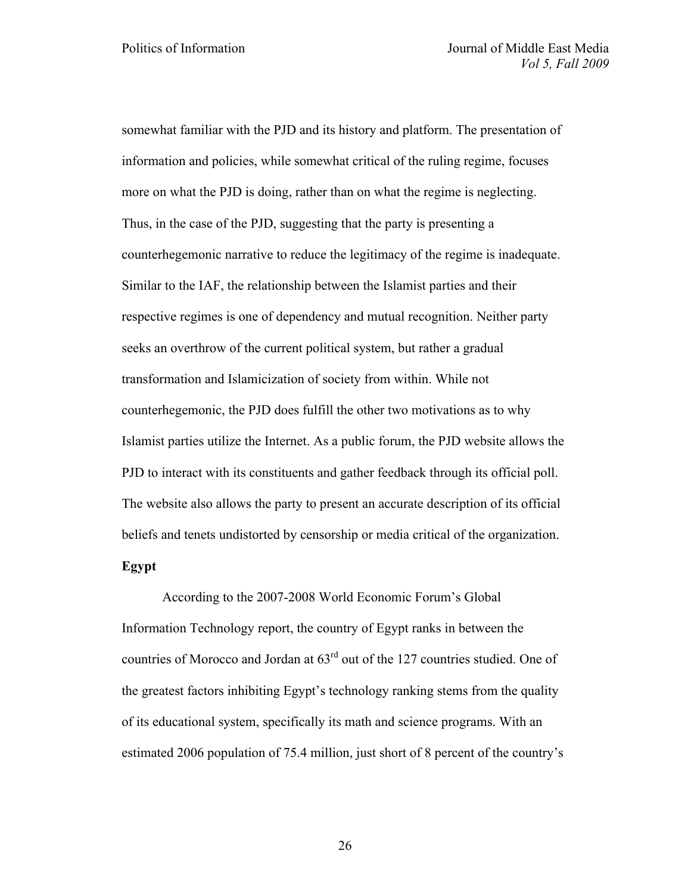somewhat familiar with the PJD and its history and platform. The presentation of information and policies, while somewhat critical of the ruling regime, focuses more on what the PJD is doing, rather than on what the regime is neglecting. Thus, in the case of the PJD, suggesting that the party is presenting a counterhegemonic narrative to reduce the legitimacy of the regime is inadequate. Similar to the IAF, the relationship between the Islamist parties and their respective regimes is one of dependency and mutual recognition. Neither party seeks an overthrow of the current political system, but rather a gradual transformation and Islamicization of society from within. While not counterhegemonic, the PJD does fulfill the other two motivations as to why Islamist parties utilize the Internet. As a public forum, the PJD website allows the PJD to interact with its constituents and gather feedback through its official poll. The website also allows the party to present an accurate description of its official beliefs and tenets undistorted by censorship or media critical of the organization.

**Egypt**

According to the 2007-2008 World Economic Forum's Global Information Technology report, the country of Egypt ranks in between the countries of Morocco and Jordan at 63rd out of the 127 countries studied. One of the greatest factors inhibiting Egypt's technology ranking stems from the quality of its educational system, specifically its math and science programs. With an estimated 2006 population of 75.4 million, just short of 8 percent of the country's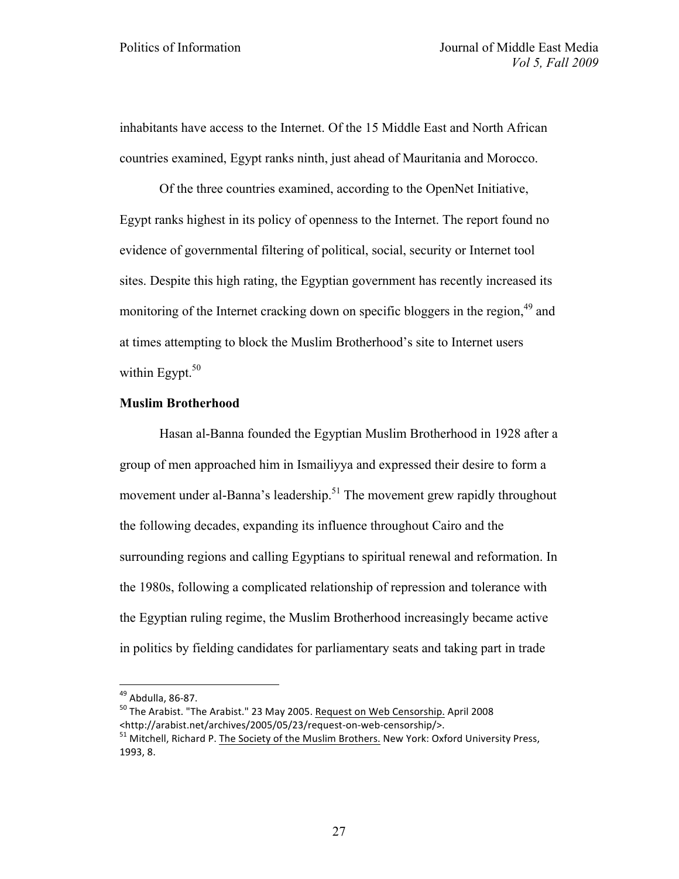inhabitants have access to the Internet. Of the 15 Middle East and North African countries examined, Egypt ranks ninth, just ahead of Mauritania and Morocco.

Of the three countries examined, according to the OpenNet Initiative, Egypt ranks highest in its policy of openness to the Internet. The report found no evidence of governmental filtering of political, social, security or Internet tool sites. Despite this high rating, the Egyptian government has recently increased its monitoring of the Internet cracking down on specific bloggers in the region,[49] and at times attempting to block the Muslim Brotherhood's site to Internet users within Egypt.[50]

**Muslim Brotherhood**

Hasan al-Banna founded the Egyptian Muslim Brotherhood in 1928 after a group of men approached him in Ismailiyya and expressed their desire to form a movement under al-Banna's leadership.[51] The movement grew rapidly throughout the following decades, expanding its influence throughout Cairo and the surrounding regions and calling Egyptians to spiritual renewal and reformation. In the 1980s, following a complicated relationship of repression and tolerance with the Egyptian ruling regime, the Muslim Brotherhood increasingly became active in politics by fielding candidates for parliamentary seats and taking part in trade

---

[49] Abdulla, 86-87.

[50] The Arabist. "The Arabist." 23 May 2005. Request on Web Censorship. April 2008 <http://arabist.net/archives/2005/05/23/request-on-web-censorship/>.

[51] Mitchell, Richard P. The Society of the Muslim Brothers. New York: Oxford University Press, 1993, 8.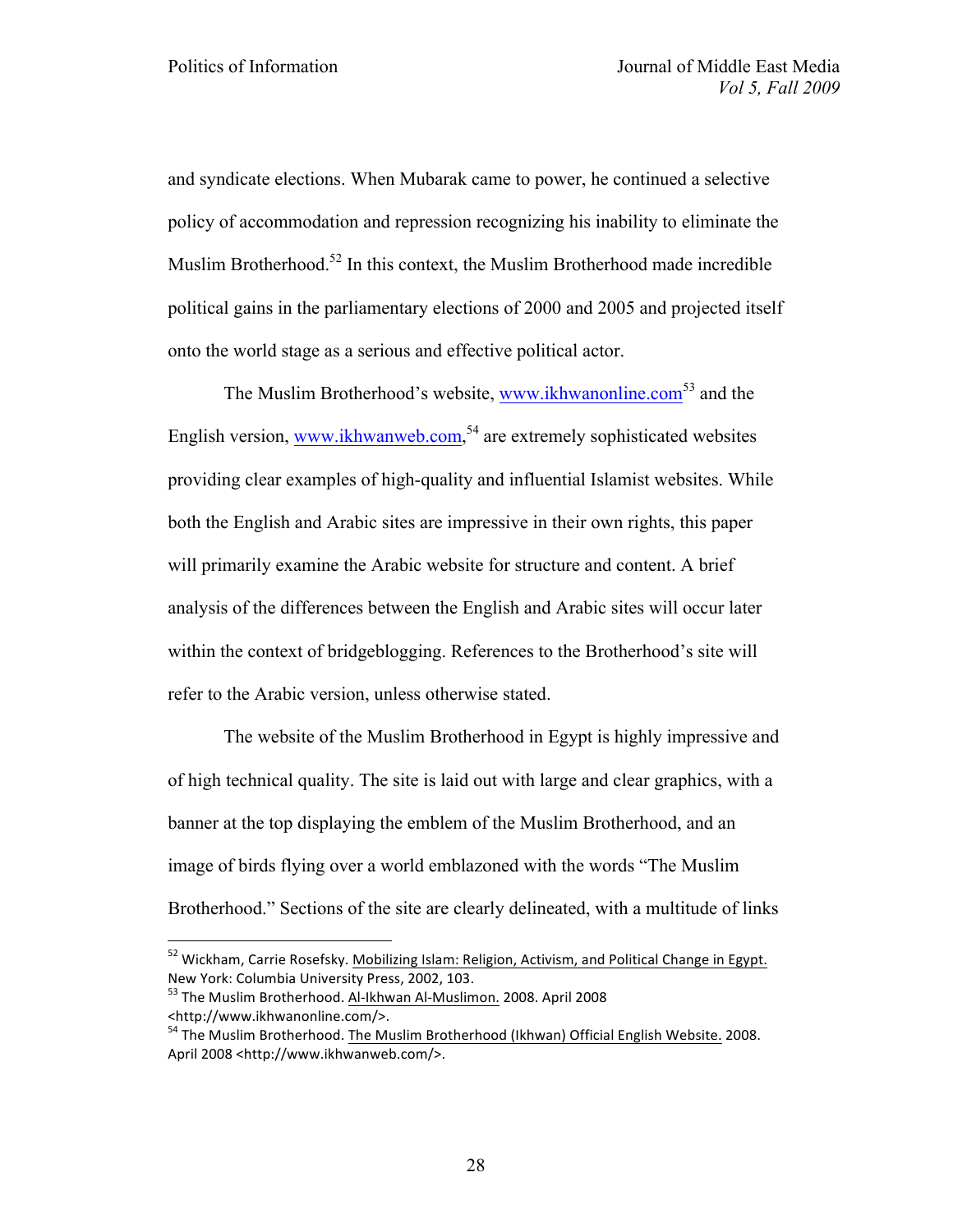and syndicate elections. When Mubarak came to power, he continued a selective policy of accommodation and repression recognizing his inability to eliminate the Muslim Brotherhood.[52] In this context, the Muslim Brotherhood made incredible political gains in the parliamentary elections of 2000 and 2005 and projected itself onto the world stage as a serious and effective political actor.

The Muslim Brotherhood's website, www.ikhwanonline.com[53] and the English version, www.ikhwanweb.com,[54] are extremely sophisticated websites providing clear examples of high-quality and influential Islamist websites. While both the English and Arabic sites are impressive in their own rights, this paper will primarily examine the Arabic website for structure and content. A brief analysis of the differences between the English and Arabic sites will occur later within the context of bridgeblogging. References to the Brotherhood's site will refer to the Arabic version, unless otherwise stated.

The website of the Muslim Brotherhood in Egypt is highly impressive and of high technical quality. The site is laid out with large and clear graphics, with a banner at the top displaying the emblem of the Muslim Brotherhood, and an image of birds flying over a world emblazoned with the words "The Muslim Brotherhood." Sections of the site are clearly delineated, with a multitude of links

---

[52] Wickham, Carrie Rosefsky. Mobilizing Islam: Religion, Activism, and Political Change in Egypt. New York: Columbia University Press, 2002, 103.

[53] The Muslim Brotherhood. Al-Ikhwan Al-Muslimon. 2008. April 2008 <http://www.ikhwanonline.com/>.

[54] The Muslim Brotherhood. The Muslim Brotherhood (Ikhwan) Official English Website. 2008. April 2008 <http://www.ikhwanweb.com/>.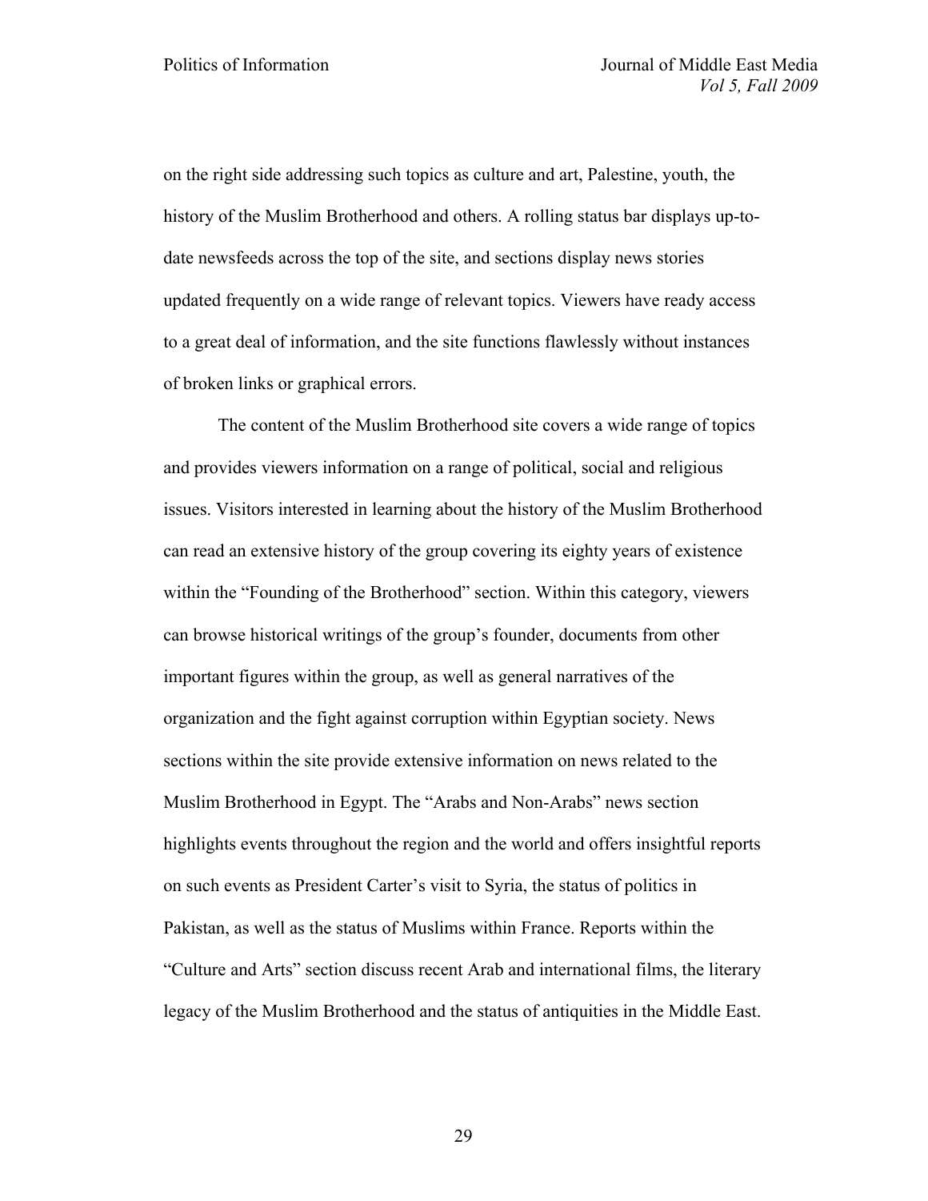on the right side addressing such topics as culture and art, Palestine, youth, the history of the Muslim Brotherhood and others. A rolling status bar displays up-to-date newsfeeds across the top of the site, and sections display news stories updated frequently on a wide range of relevant topics. Viewers have ready access to a great deal of information, and the site functions flawlessly without instances of broken links or graphical errors.

The content of the Muslim Brotherhood site covers a wide range of topics and provides viewers information on a range of political, social and religious issues. Visitors interested in learning about the history of the Muslim Brotherhood can read an extensive history of the group covering its eighty years of existence within the "Founding of the Brotherhood" section. Within this category, viewers can browse historical writings of the group's founder, documents from other important figures within the group, as well as general narratives of the organization and the fight against corruption within Egyptian society. News sections within the site provide extensive information on news related to the Muslim Brotherhood in Egypt. The "Arabs and Non-Arabs" news section highlights events throughout the region and the world and offers insightful reports on such events as President Carter's visit to Syria, the status of politics in Pakistan, as well as the status of Muslims within France. Reports within the "Culture and Arts" section discuss recent Arab and international films, the literary legacy of the Muslim Brotherhood and the status of antiquities in the Middle East.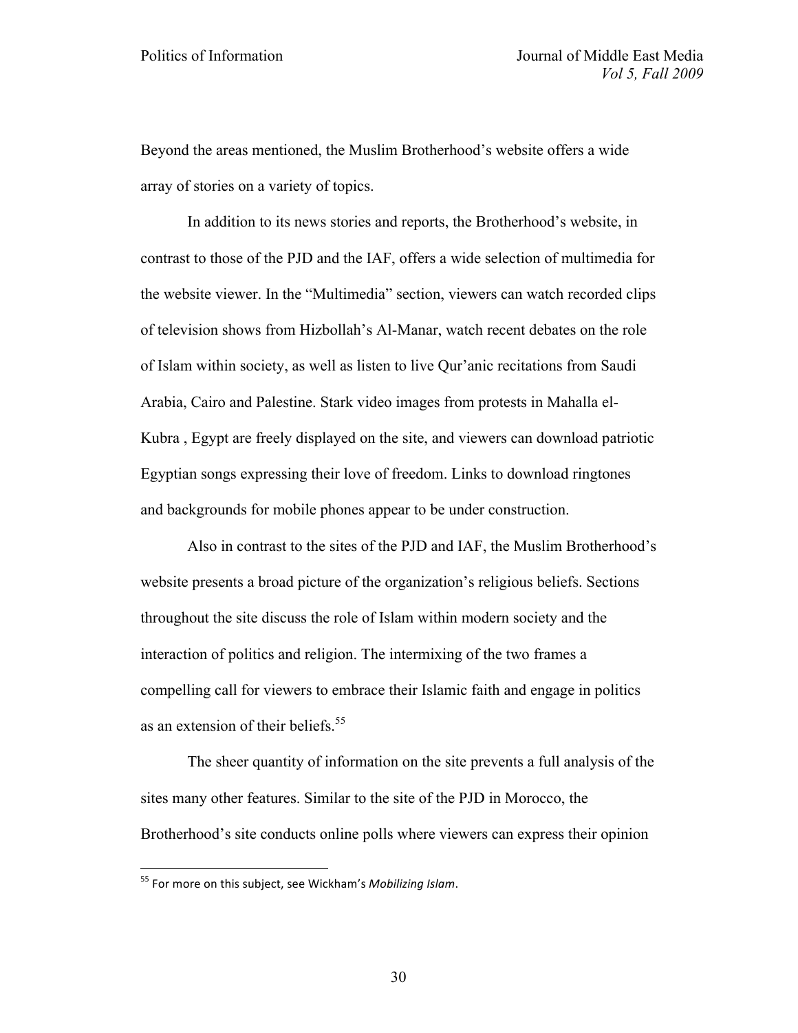Beyond the areas mentioned, the Muslim Brotherhood's website offers a wide array of stories on a variety of topics.

In addition to its news stories and reports, the Brotherhood's website, in contrast to those of the PJD and the IAF, offers a wide selection of multimedia for the website viewer. In the "Multimedia" section, viewers can watch recorded clips of television shows from Hizbollah's Al-Manar, watch recent debates on the role of Islam within society, as well as listen to live Qur'anic recitations from Saudi Arabia, Cairo and Palestine. Stark video images from protests in Mahalla el-Kubra , Egypt are freely displayed on the site, and viewers can download patriotic Egyptian songs expressing their love of freedom. Links to download ringtones and backgrounds for mobile phones appear to be under construction.

Also in contrast to the sites of the PJD and IAF, the Muslim Brotherhood's website presents a broad picture of the organization's religious beliefs. Sections throughout the site discuss the role of Islam within modern society and the interaction of politics and religion. The intermixing of the two frames a compelling call for viewers to embrace their Islamic faith and engage in politics as an extension of their beliefs.[55]

The sheer quantity of information on the site prevents a full analysis of the sites many other features. Similar to the site of the PJD in Morocco, the Brotherhood's site conducts online polls where viewers can express their opinion

---

[55] For more on this subject, see Wickham's *Mobilizing Islam*.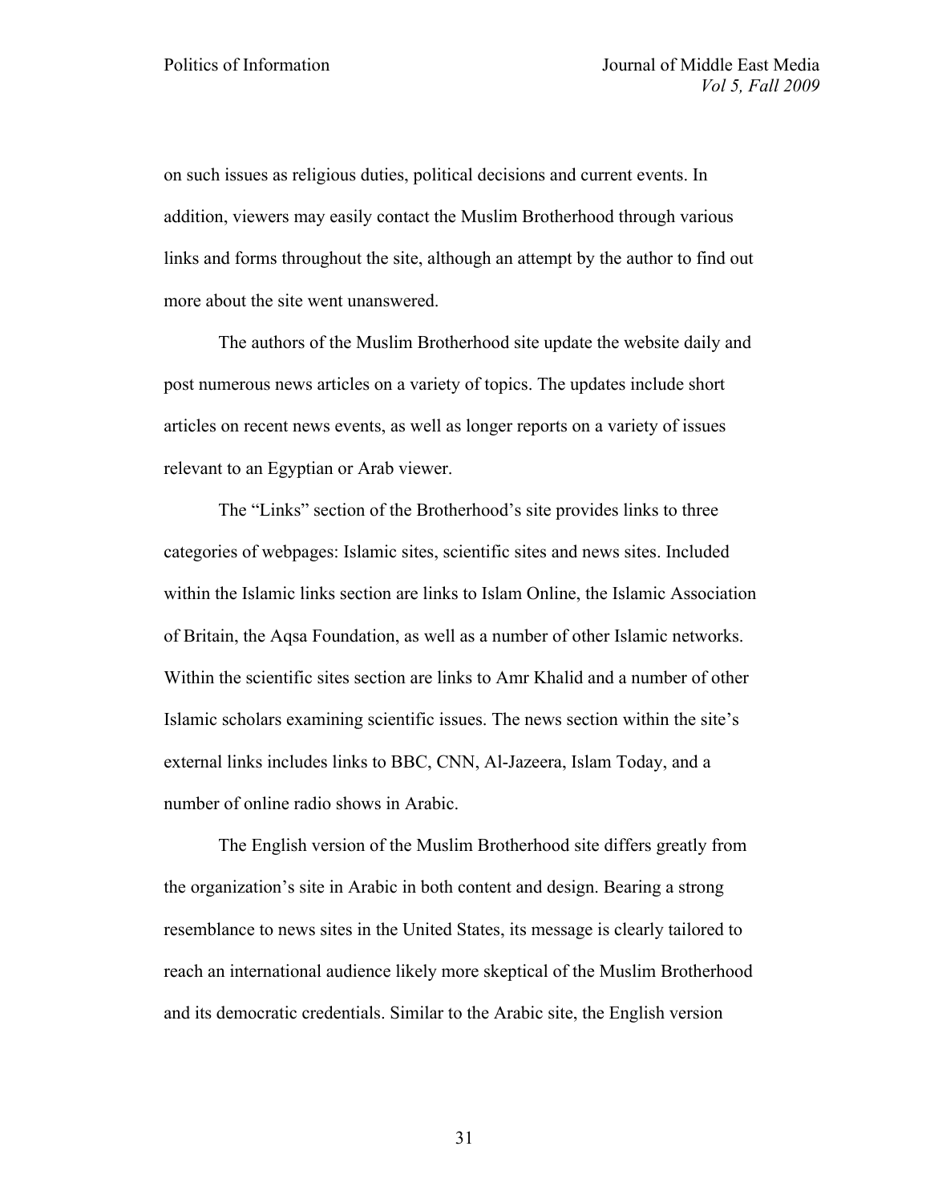on such issues as religious duties, political decisions and current events. In addition, viewers may easily contact the Muslim Brotherhood through various links and forms throughout the site, although an attempt by the author to find out more about the site went unanswered.

The authors of the Muslim Brotherhood site update the website daily and post numerous news articles on a variety of topics. The updates include short articles on recent news events, as well as longer reports on a variety of issues relevant to an Egyptian or Arab viewer.

The "Links" section of the Brotherhood's site provides links to three categories of webpages: Islamic sites, scientific sites and news sites. Included within the Islamic links section are links to Islam Online, the Islamic Association of Britain, the Aqsa Foundation, as well as a number of other Islamic networks. Within the scientific sites section are links to Amr Khalid and a number of other Islamic scholars examining scientific issues. The news section within the site's external links includes links to BBC, CNN, Al-Jazeera, Islam Today, and a number of online radio shows in Arabic.

The English version of the Muslim Brotherhood site differs greatly from the organization's site in Arabic in both content and design. Bearing a strong resemblance to news sites in the United States, its message is clearly tailored to reach an international audience likely more skeptical of the Muslim Brotherhood and its democratic credentials. Similar to the Arabic site, the English version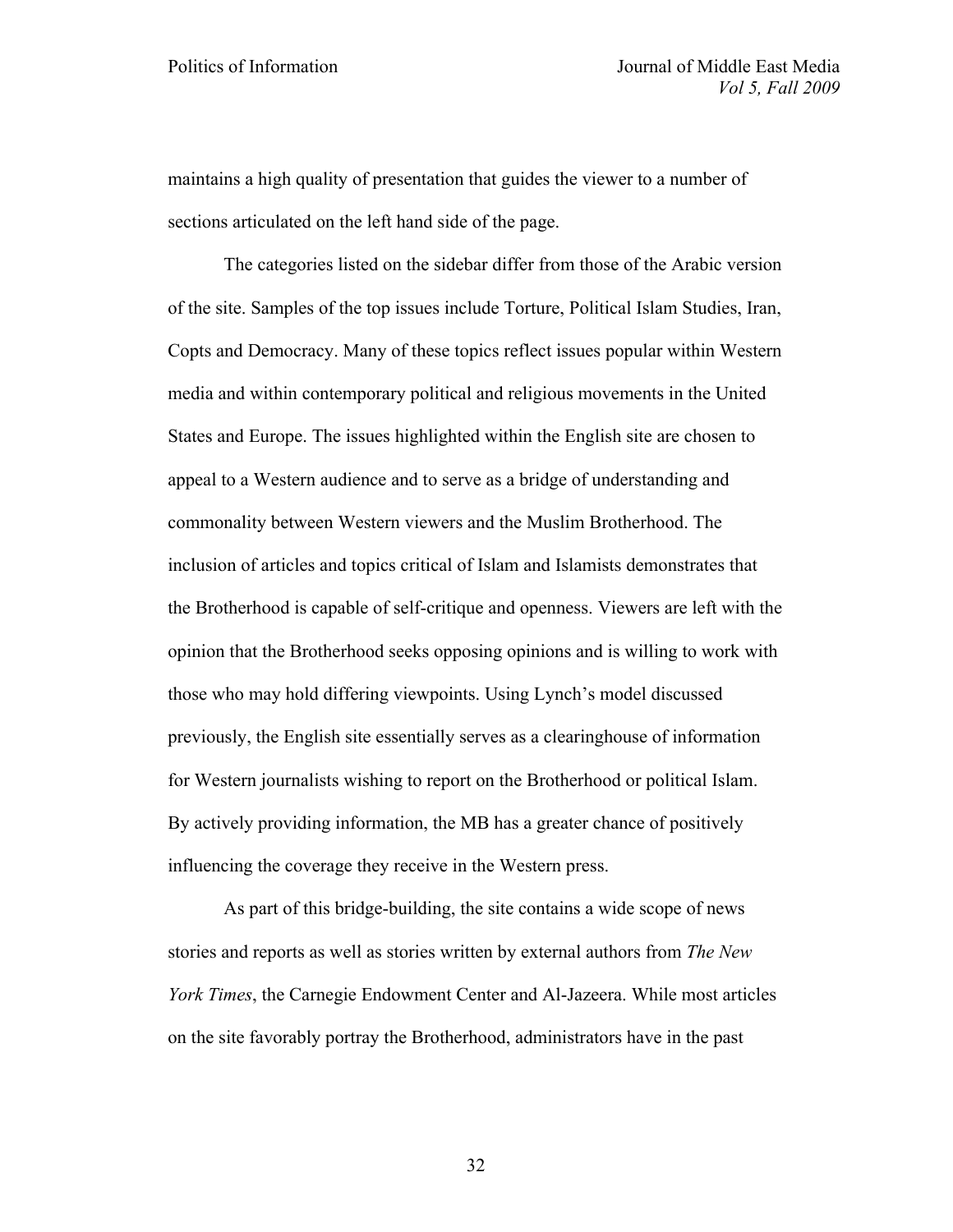maintains a high quality of presentation that guides the viewer to a number of sections articulated on the left hand side of the page.

The categories listed on the sidebar differ from those of the Arabic version of the site. Samples of the top issues include Torture, Political Islam Studies, Iran, Copts and Democracy. Many of these topics reflect issues popular within Western media and within contemporary political and religious movements in the United States and Europe. The issues highlighted within the English site are chosen to appeal to a Western audience and to serve as a bridge of understanding and commonality between Western viewers and the Muslim Brotherhood. The inclusion of articles and topics critical of Islam and Islamists demonstrates that the Brotherhood is capable of self-critique and openness. Viewers are left with the opinion that the Brotherhood seeks opposing opinions and is willing to work with those who may hold differing viewpoints. Using Lynch's model discussed previously, the English site essentially serves as a clearinghouse of information for Western journalists wishing to report on the Brotherhood or political Islam. By actively providing information, the MB has a greater chance of positively influencing the coverage they receive in the Western press.

As part of this bridge-building, the site contains a wide scope of news stories and reports as well as stories written by external authors from *The New York Times*, the Carnegie Endowment Center and Al-Jazeera. While most articles on the site favorably portray the Brotherhood, administrators have in the past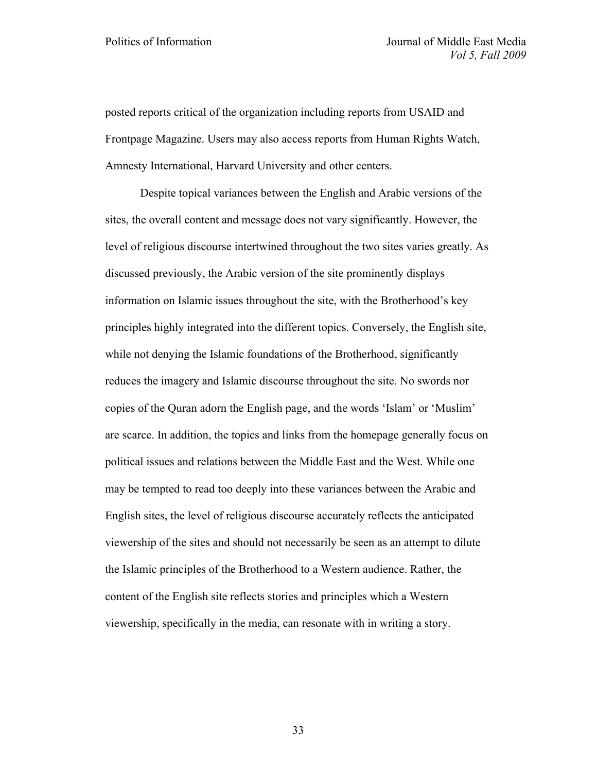posted reports critical of the organization including reports from USAID and Frontpage Magazine. Users may also access reports from Human Rights Watch, Amnesty International, Harvard University and other centers.

Despite topical variances between the English and Arabic versions of the sites, the overall content and message does not vary significantly. However, the level of religious discourse intertwined throughout the two sites varies greatly. As discussed previously, the Arabic version of the site prominently displays information on Islamic issues throughout the site, with the Brotherhood's key principles highly integrated into the different topics. Conversely, the English site, while not denying the Islamic foundations of the Brotherhood, significantly reduces the imagery and Islamic discourse throughout the site. No swords nor copies of the Quran adorn the English page, and the words 'Islam' or 'Muslim' are scarce. In addition, the topics and links from the homepage generally focus on political issues and relations between the Middle East and the West. While one may be tempted to read too deeply into these variances between the Arabic and English sites, the level of religious discourse accurately reflects the anticipated viewership of the sites and should not necessarily be seen as an attempt to dilute the Islamic principles of the Brotherhood to a Western audience. Rather, the content of the English site reflects stories and principles which a Western viewership, specifically in the media, can resonate with in writing a story.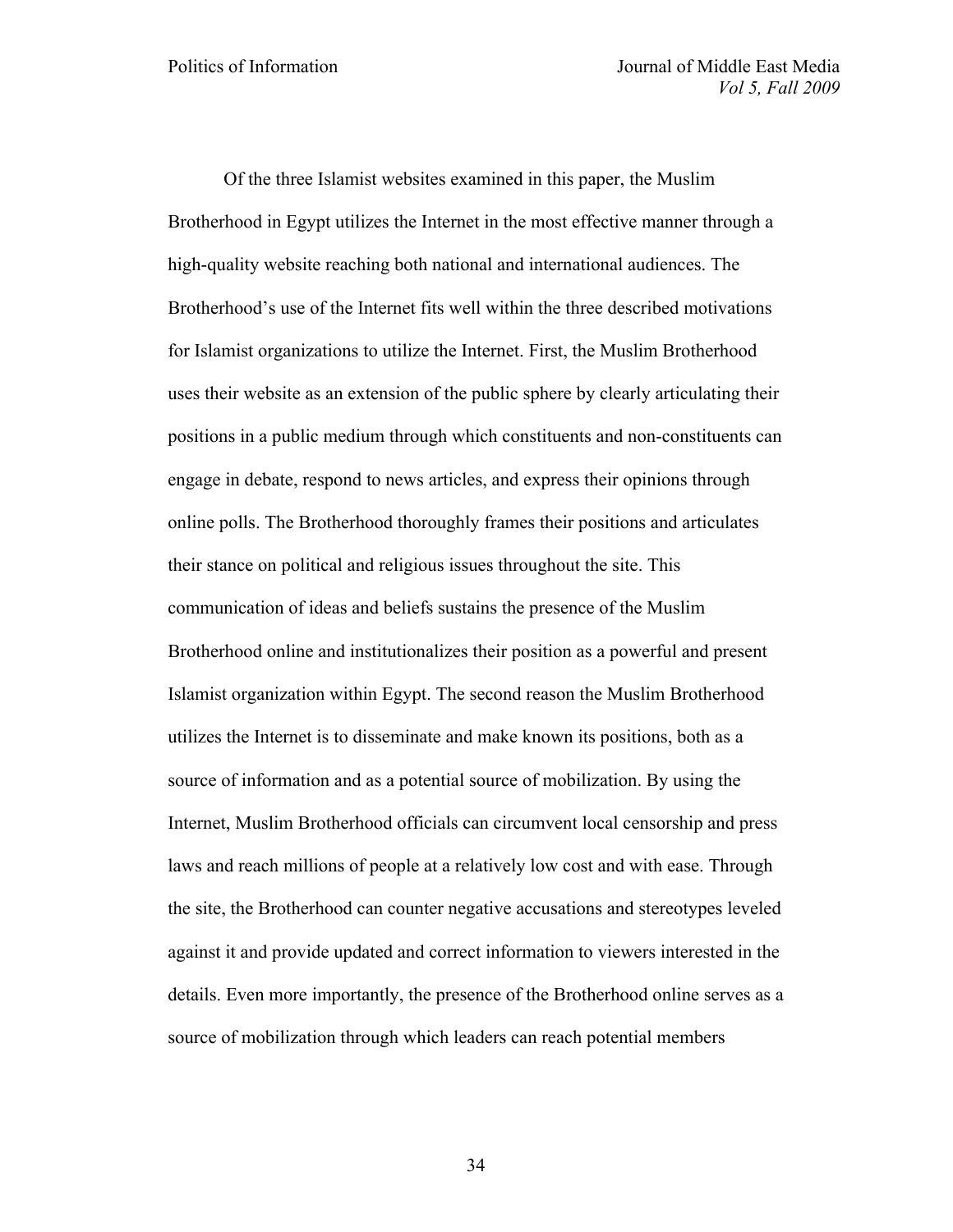Of the three Islamist websites examined in this paper, the Muslim Brotherhood in Egypt utilizes the Internet in the most effective manner through a high-quality website reaching both national and international audiences. The Brotherhood's use of the Internet fits well within the three described motivations for Islamist organizations to utilize the Internet. First, the Muslim Brotherhood uses their website as an extension of the public sphere by clearly articulating their positions in a public medium through which constituents and non-constituents can engage in debate, respond to news articles, and express their opinions through online polls. The Brotherhood thoroughly frames their positions and articulates their stance on political and religious issues throughout the site. This communication of ideas and beliefs sustains the presence of the Muslim Brotherhood online and institutionalizes their position as a powerful and present Islamist organization within Egypt. The second reason the Muslim Brotherhood utilizes the Internet is to disseminate and make known its positions, both as a source of information and as a potential source of mobilization. By using the Internet, Muslim Brotherhood officials can circumvent local censorship and press laws and reach millions of people at a relatively low cost and with ease. Through the site, the Brotherhood can counter negative accusations and stereotypes leveled against it and provide updated and correct information to viewers interested in the details. Even more importantly, the presence of the Brotherhood online serves as a source of mobilization through which leaders can reach potential members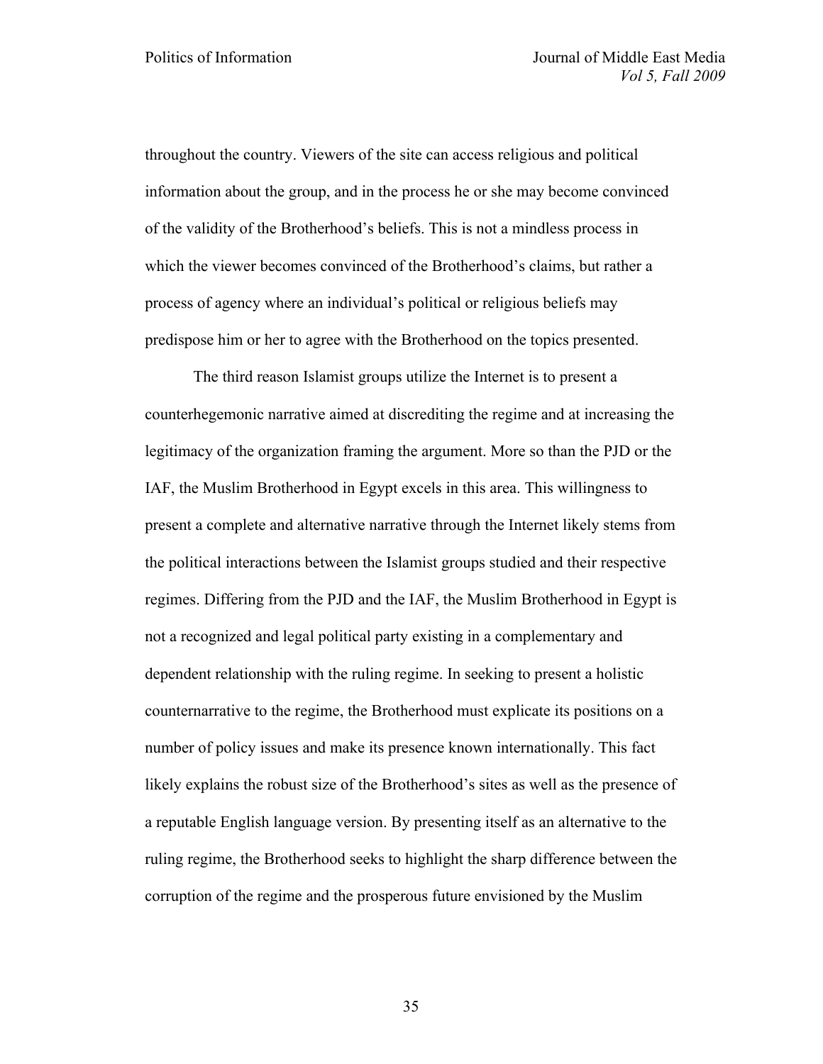throughout the country. Viewers of the site can access religious and political information about the group, and in the process he or she may become convinced of the validity of the Brotherhood's beliefs. This is not a mindless process in which the viewer becomes convinced of the Brotherhood's claims, but rather a process of agency where an individual's political or religious beliefs may predispose him or her to agree with the Brotherhood on the topics presented.

The third reason Islamist groups utilize the Internet is to present a counterhegemonic narrative aimed at discrediting the regime and at increasing the legitimacy of the organization framing the argument. More so than the PJD or the IAF, the Muslim Brotherhood in Egypt excels in this area. This willingness to present a complete and alternative narrative through the Internet likely stems from the political interactions between the Islamist groups studied and their respective regimes. Differing from the PJD and the IAF, the Muslim Brotherhood in Egypt is not a recognized and legal political party existing in a complementary and dependent relationship with the ruling regime. In seeking to present a holistic counternarrative to the regime, the Brotherhood must explicate its positions on a number of policy issues and make its presence known internationally. This fact likely explains the robust size of the Brotherhood's sites as well as the presence of a reputable English language version. By presenting itself as an alternative to the ruling regime, the Brotherhood seeks to highlight the sharp difference between the corruption of the regime and the prosperous future envisioned by the Muslim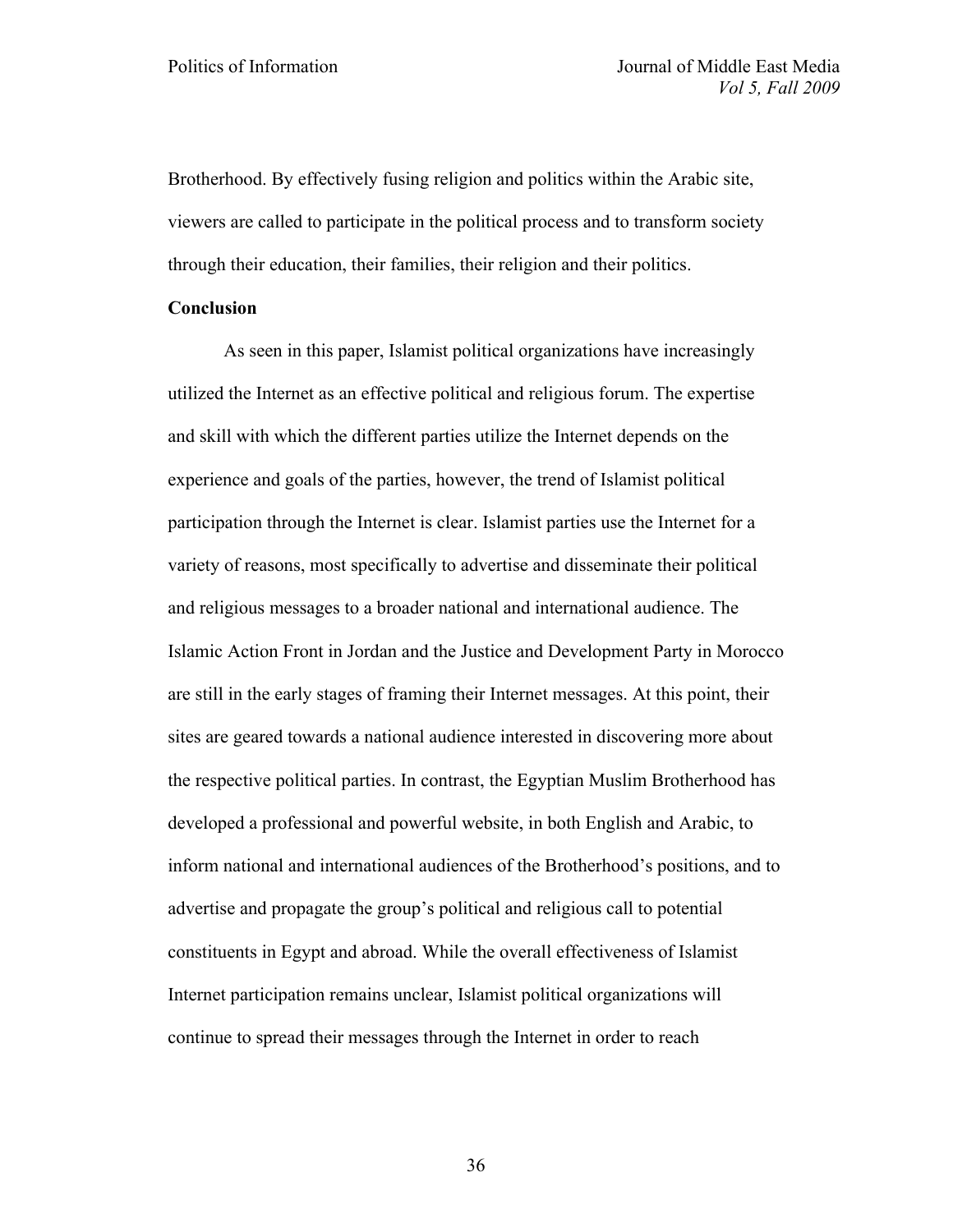Brotherhood. By effectively fusing religion and politics within the Arabic site, viewers are called to participate in the political process and to transform society through their education, their families, their religion and their politics.

**Conclusion**

As seen in this paper, Islamist political organizations have increasingly utilized the Internet as an effective political and religious forum. The expertise and skill with which the different parties utilize the Internet depends on the experience and goals of the parties, however, the trend of Islamist political participation through the Internet is clear. Islamist parties use the Internet for a variety of reasons, most specifically to advertise and disseminate their political and religious messages to a broader national and international audience. The Islamic Action Front in Jordan and the Justice and Development Party in Morocco are still in the early stages of framing their Internet messages. At this point, their sites are geared towards a national audience interested in discovering more about the respective political parties. In contrast, the Egyptian Muslim Brotherhood has developed a professional and powerful website, in both English and Arabic, to inform national and international audiences of the Brotherhood's positions, and to advertise and propagate the group's political and religious call to potential constituents in Egypt and abroad. While the overall effectiveness of Islamist Internet participation remains unclear, Islamist political organizations will continue to spread their messages through the Internet in order to reach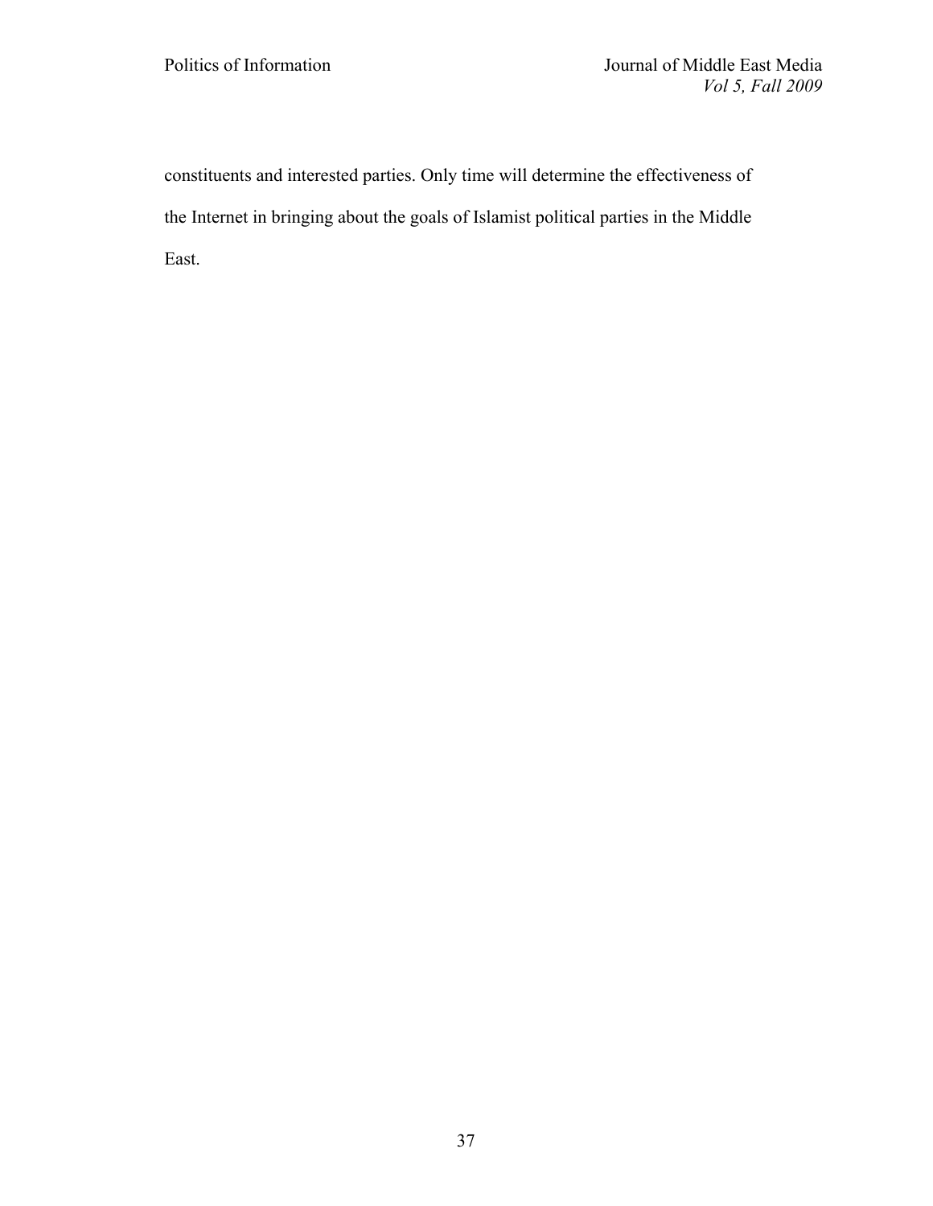constituents and interested parties. Only time will determine the effectiveness of the Internet in bringing about the goals of Islamist political parties in the Middle East.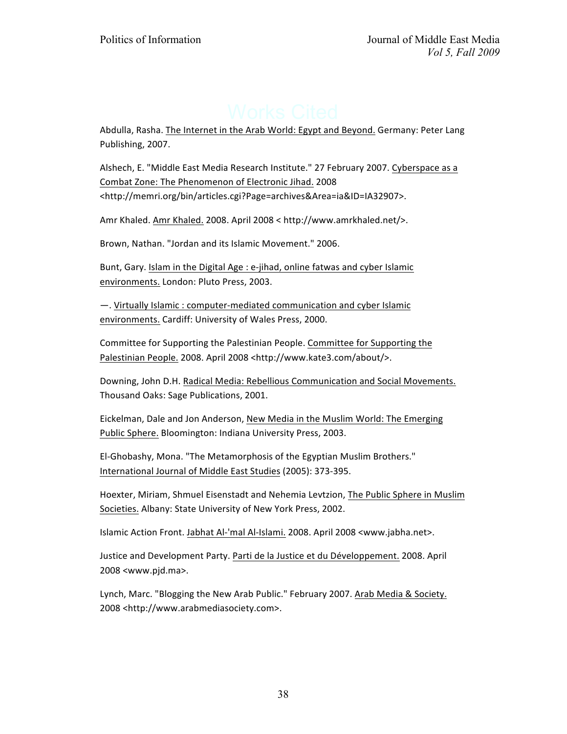# Works Cited

Abdulla, Rasha. The Internet in the Arab World: Egypt and Beyond. Germany: Peter Lang Publishing, 2007.

Alshech, E. "Middle East Media Research Institute." 27 February 2007. Cyberspace as a Combat Zone: The Phenomenon of Electronic Jihad. 2008 <http://memri.org/bin/articles.cgi?Page=archives&Area=ia&ID=IA32907>.

Amr Khaled. Amr Khaled. 2008. April 2008 < http://www.amrkhaled.net/>.

Brown, Nathan. "Jordan and its Islamic Movement." 2006.

Bunt, Gary. Islam in the Digital Age : e-jihad, online fatwas and cyber Islamic environments. London: Pluto Press, 2003.

—. Virtually Islamic : computer-mediated communication and cyber Islamic environments. Cardiff: University of Wales Press, 2000.

Committee for Supporting the Palestinian People. Committee for Supporting the Palestinian People. 2008. April 2008 <http://www.kate3.com/about/>.

Downing, John D.H. Radical Media: Rebellious Communication and Social Movements. Thousand Oaks: Sage Publications, 2001.

Eickelman, Dale and Jon Anderson, New Media in the Muslim World: The Emerging Public Sphere. Bloomington: Indiana University Press, 2003.

El-Ghobashy, Mona. "The Metamorphosis of the Egyptian Muslim Brothers." International Journal of Middle East Studies (2005): 373-395.

Hoexter, Miriam, Shmuel Eisenstadt and Nehemia Levtzion, The Public Sphere in Muslim Societies. Albany: State University of New York Press, 2002.

Islamic Action Front. Jabhat Al-'mal Al-Islami. 2008. April 2008 <www.jabha.net>.

Justice and Development Party. Parti de la Justice et du Développement. 2008. April 2008 <www.pjd.ma>.

Lynch, Marc. "Blogging the New Arab Public." February 2007. Arab Media & Society. 2008 <http://www.arabmediasociety.com>.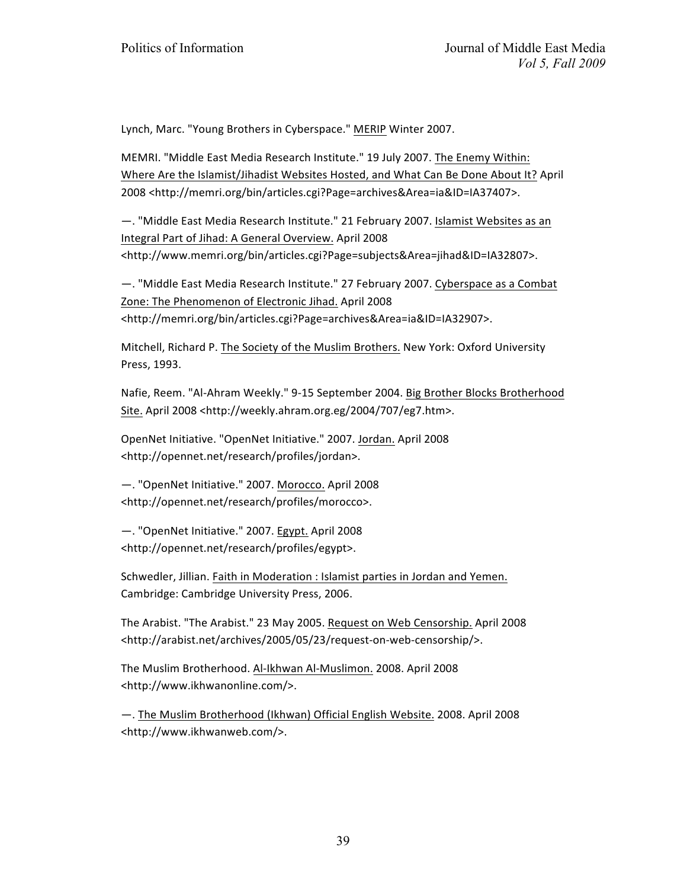Lynch, Marc. "Young Brothers in Cyberspace." MERIP Winter 2007.

MEMRI. "Middle East Media Research Institute." 19 July 2007. The Enemy Within: Where Are the Islamist/Jihadist Websites Hosted, and What Can Be Done About It? April 2008 <http://memri.org/bin/articles.cgi?Page=archives&Area=ia&ID=IA37407>.

—. "Middle East Media Research Institute." 21 February 2007. Islamist Websites as an Integral Part of Jihad: A General Overview. April 2008 <http://www.memri.org/bin/articles.cgi?Page=subjects&Area=jihad&ID=IA32807>.

—. "Middle East Media Research Institute." 27 February 2007. Cyberspace as a Combat Zone: The Phenomenon of Electronic Jihad. April 2008 <http://memri.org/bin/articles.cgi?Page=archives&Area=ia&ID=IA32907>.

Mitchell, Richard P. The Society of the Muslim Brothers. New York: Oxford University Press, 1993.

Nafie, Reem. "Al-Ahram Weekly." 9-15 September 2004. Big Brother Blocks Brotherhood Site. April 2008 <http://weekly.ahram.org.eg/2004/707/eg7.htm>.

OpenNet Initiative. "OpenNet Initiative." 2007. Jordan. April 2008 <http://opennet.net/research/profiles/jordan>.

—. "OpenNet Initiative." 2007. Morocco. April 2008 <http://opennet.net/research/profiles/morocco>.

—. "OpenNet Initiative." 2007. Egypt. April 2008 <http://opennet.net/research/profiles/egypt>.

Schwedler, Jillian. Faith in Moderation : Islamist parties in Jordan and Yemen. Cambridge: Cambridge University Press, 2006.

The Arabist. "The Arabist." 23 May 2005. Request on Web Censorship. April 2008 <http://arabist.net/archives/2005/05/23/request-on-web-censorship/>.

The Muslim Brotherhood. Al-Ikhwan Al-Muslimon. 2008. April 2008 <http://www.ikhwanonline.com/>.

—. The Muslim Brotherhood (Ikhwan) Official English Website. 2008. April 2008 <http://www.ikhwanweb.com/>.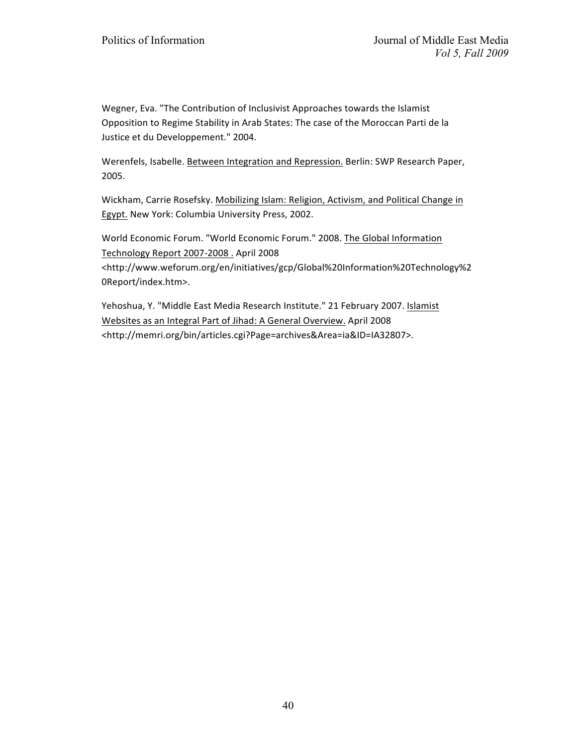Wegner, Eva. "The Contribution of Inclusivist Approaches towards the Islamist Opposition to Regime Stability in Arab States: The case of the Moroccan Parti de la Justice et du Developpement." 2004.

Werenfels, Isabelle. Between Integration and Repression. Berlin: SWP Research Paper, 2005.

Wickham, Carrie Rosefsky. Mobilizing Islam: Religion, Activism, and Political Change in Egypt. New York: Columbia University Press, 2002.

World Economic Forum. "World Economic Forum." 2008. The Global Information Technology Report 2007-2008 . April 2008 <http://www.weforum.org/en/initiatives/gcp/Global%20Information%20Technology%20Report/index.htm>.

Yehoshua, Y. "Middle East Media Research Institute." 21 February 2007. Islamist Websites as an Integral Part of Jihad: A General Overview. April 2008 <http://memri.org/bin/articles.cgi?Page=archives&Area=ia&ID=IA32807>.